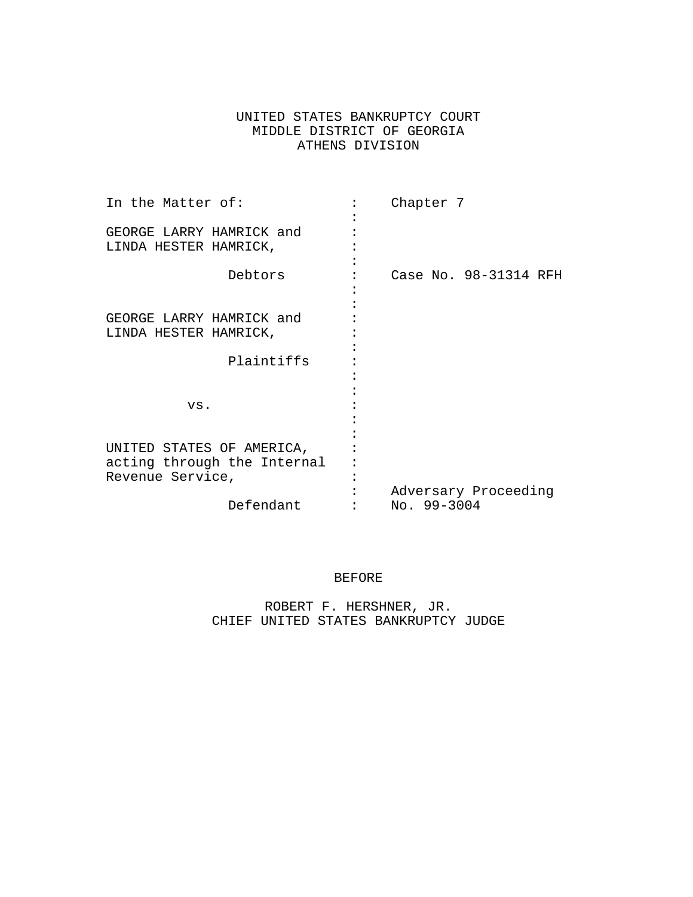UNITED STATES BANKRUPTCY COURT
MIDDLE DISTRICT OF GEORGIA
ATHENS DIVISION

| | | |
|---|---|---|
| In the Matter of: | : | Chapter 7 |
| | : | |
| GEORGE LARRY HAMRICK and LINDA HESTER HAMRICK, | : | |
| | : | |
| Debtors | : | Case No. 98-31314 RFH |
| | : | |
| GEORGE LARRY HAMRICK and LINDA HESTER HAMRICK, | : | |
| | : | |
| Plaintiffs | : | |
| | : | |
| vs. | : | |
| | : | |
| UNITED STATES OF AMERICA, acting through the Internal Revenue Service, | : | |
| | : | Adversary Proceeding |
| Defendant | : | No. 99-3004 |

BEFORE

ROBERT F. HERSHNER, JR.
CHIEF UNITED STATES BANKRUPTCY JUDGE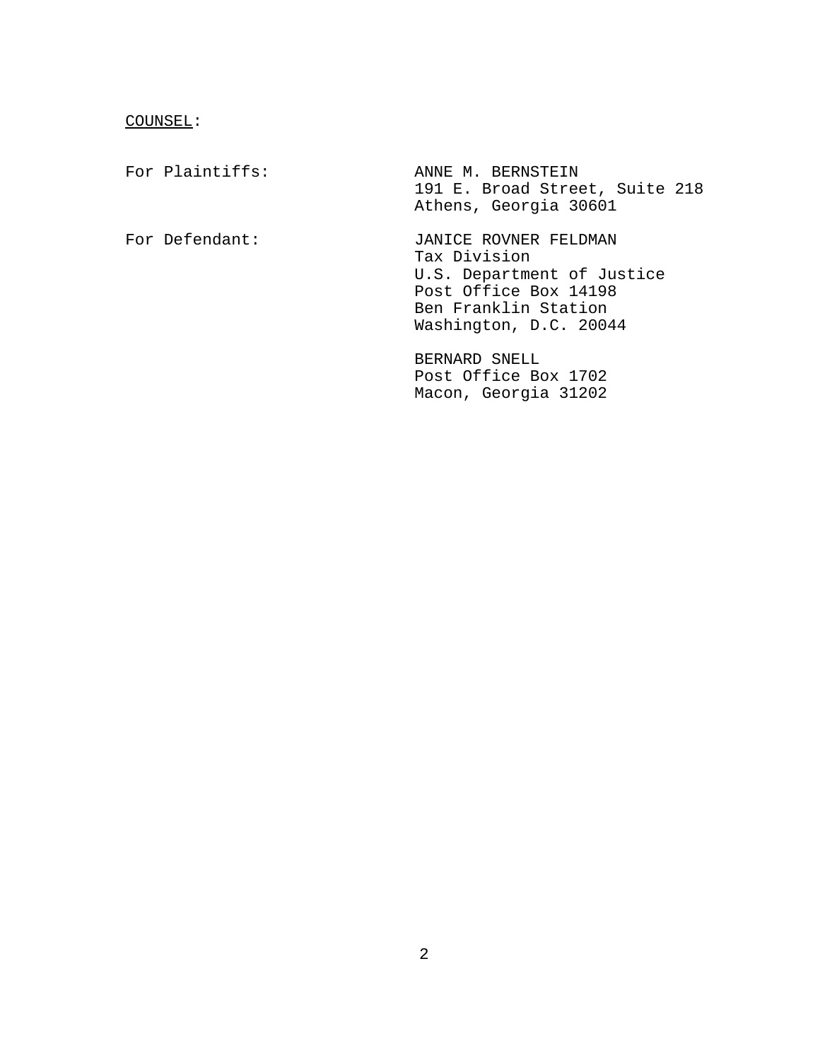COUNSEL:

For Plaintiffs:

ANNE M. BERNSTEIN
191 E. Broad Street, Suite 218
Athens, Georgia 30601

For Defendant:

JANICE ROVNER FELDMAN
Tax Division
U.S. Department of Justice
Post Office Box 14198
Ben Franklin Station
Washington, D.C. 20044

BERNARD SNELL
Post Office Box 1702
Macon, Georgia 31202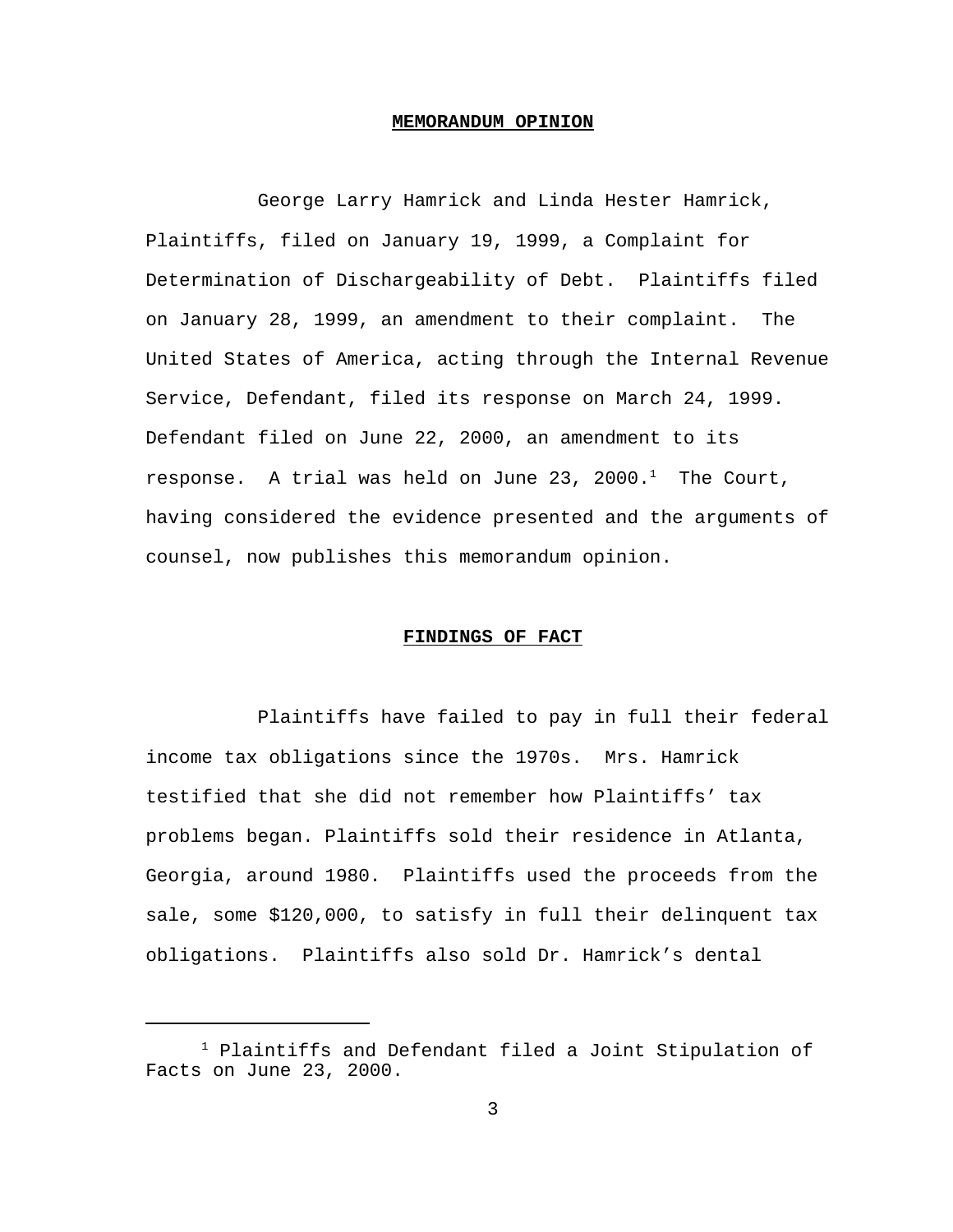## MEMORANDUM OPINION

George Larry Hamrick and Linda Hester Hamrick, Plaintiffs, filed on January 19, 1999, a Complaint for Determination of Dischargeability of Debt. Plaintiffs filed on January 28, 1999, an amendment to their complaint. The United States of America, acting through the Internal Revenue Service, Defendant, filed its response on March 24, 1999. Defendant filed on June 22, 2000, an amendment to its response. A trial was held on June 23, 2000.[1] The Court, having considered the evidence presented and the arguments of counsel, now publishes this memorandum opinion.

## FINDINGS OF FACT

Plaintiffs have failed to pay in full their federal income tax obligations since the 1970s. Mrs. Hamrick testified that she did not remember how Plaintiffs' tax problems began. Plaintiffs sold their residence in Atlanta, Georgia, around 1980. Plaintiffs used the proceeds from the sale, some $120,000, to satisfy in full their delinquent tax obligations. Plaintiffs also sold Dr. Hamrick's dental

[1] Plaintiffs and Defendant filed a Joint Stipulation of Facts on June 23, 2000.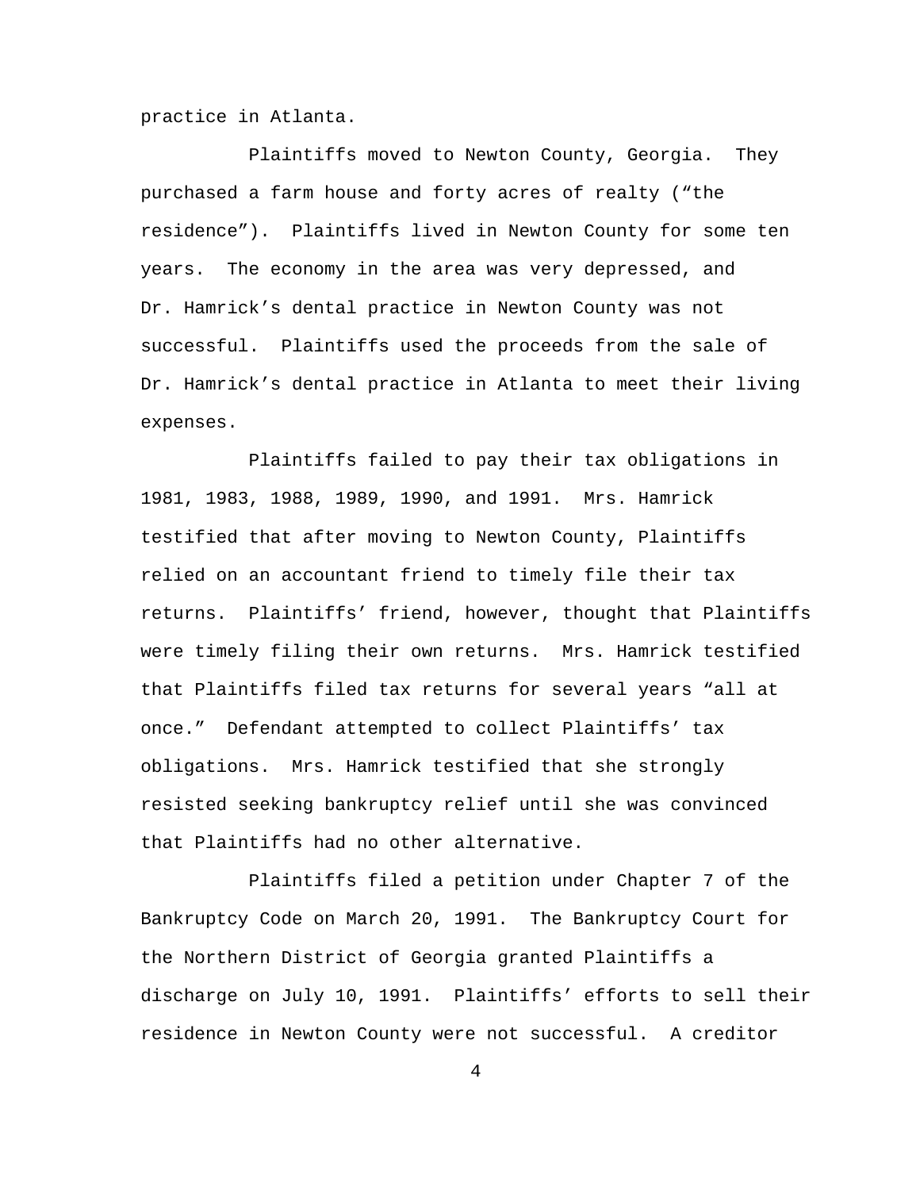practice in Atlanta.

Plaintiffs moved to Newton County, Georgia. They purchased a farm house and forty acres of realty ("the residence"). Plaintiffs lived in Newton County for some ten years. The economy in the area was very depressed, and Dr. Hamrick's dental practice in Newton County was not successful. Plaintiffs used the proceeds from the sale of Dr. Hamrick's dental practice in Atlanta to meet their living expenses.

Plaintiffs failed to pay their tax obligations in 1981, 1983, 1988, 1989, 1990, and 1991. Mrs. Hamrick testified that after moving to Newton County, Plaintiffs relied on an accountant friend to timely file their tax returns. Plaintiffs' friend, however, thought that Plaintiffs were timely filing their own returns. Mrs. Hamrick testified that Plaintiffs filed tax returns for several years "all at once." Defendant attempted to collect Plaintiffs' tax obligations. Mrs. Hamrick testified that she strongly resisted seeking bankruptcy relief until she was convinced that Plaintiffs had no other alternative.

Plaintiffs filed a petition under Chapter 7 of the Bankruptcy Code on March 20, 1991. The Bankruptcy Court for the Northern District of Georgia granted Plaintiffs a discharge on July 10, 1991. Plaintiffs' efforts to sell their residence in Newton County were not successful. A creditor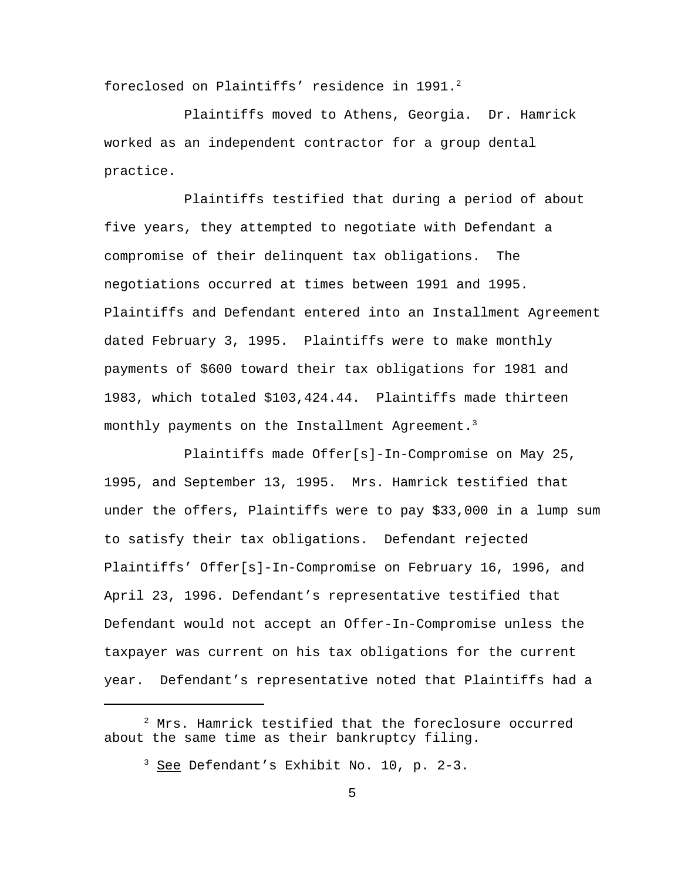foreclosed on Plaintiffs' residence in 1991.[2]

Plaintiffs moved to Athens, Georgia. Dr. Hamrick worked as an independent contractor for a group dental practice.

Plaintiffs testified that during a period of about five years, they attempted to negotiate with Defendant a compromise of their delinquent tax obligations. The negotiations occurred at times between 1991 and 1995. Plaintiffs and Defendant entered into an Installment Agreement dated February 3, 1995. Plaintiffs were to make monthly payments of $600 toward their tax obligations for 1981 and 1983, which totaled $103,424.44. Plaintiffs made thirteen monthly payments on the Installment Agreement.[3]

Plaintiffs made Offer[s]-In-Compromise on May 25, 1995, and September 13, 1995. Mrs. Hamrick testified that under the offers, Plaintiffs were to pay $33,000 in a lump sum to satisfy their tax obligations. Defendant rejected Plaintiffs' Offer[s]-In-Compromise on February 16, 1996, and April 23, 1996. Defendant's representative testified that Defendant would not accept an Offer-In-Compromise unless the taxpayer was current on his tax obligations for the current year. Defendant's representative noted that Plaintiffs had a

---

[2] Mrs. Hamrick testified that the foreclosure occurred about the same time as their bankruptcy filing.

[3] See Defendant's Exhibit No. 10, p. 2-3.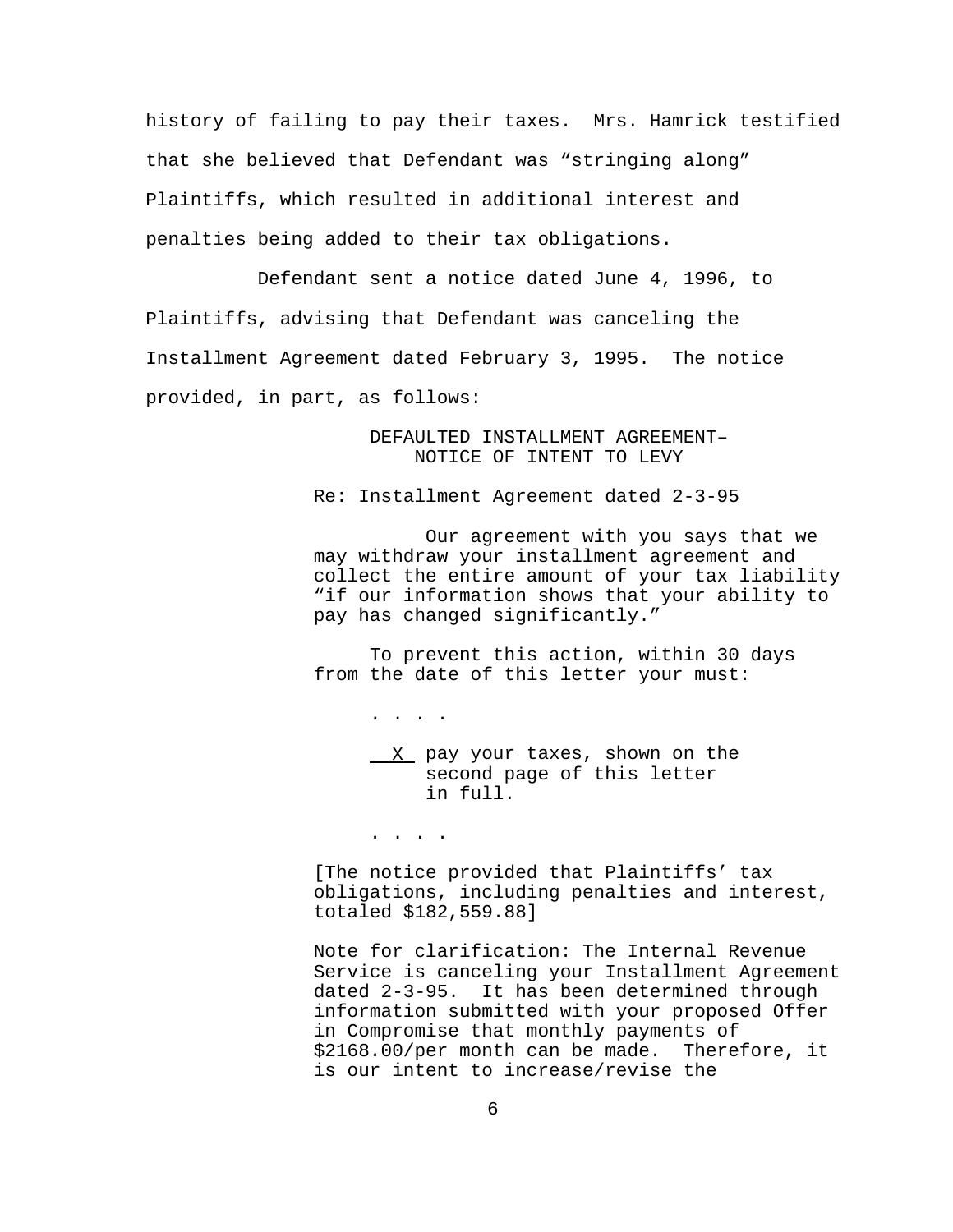history of failing to pay their taxes. Mrs. Hamrick testified that she believed that Defendant was "stringing along" Plaintiffs, which resulted in additional interest and penalties being added to their tax obligations.

Defendant sent a notice dated June 4, 1996, to Plaintiffs, advising that Defendant was canceling the Installment Agreement dated February 3, 1995. The notice provided, in part, as follows:

> DEFAULTED INSTALLMENT AGREEMENT–
> NOTICE OF INTENT TO LEVY
>
> Re: Installment Agreement dated 2-3-95
>
> Our agreement with you says that we may withdraw your installment agreement and collect the entire amount of your tax liability "if our information shows that your ability to pay has changed significantly."
>
> To prevent this action, within 30 days from the date of this letter your must:
>
> . . . .
>
> \_\_X\_\_ pay your taxes, shown on the second page of this letter in full.
>
> . . . .
>
> [The notice provided that Plaintiffs' tax obligations, including penalties and interest, totaled $182,559.88]
>
> Note for clarification: The Internal Revenue Service is canceling your Installment Agreement dated 2-3-95. It has been determined through information submitted with your proposed Offer in Compromise that monthly payments of $2168.00/per month can be made. Therefore, it is our intent to increase/revise the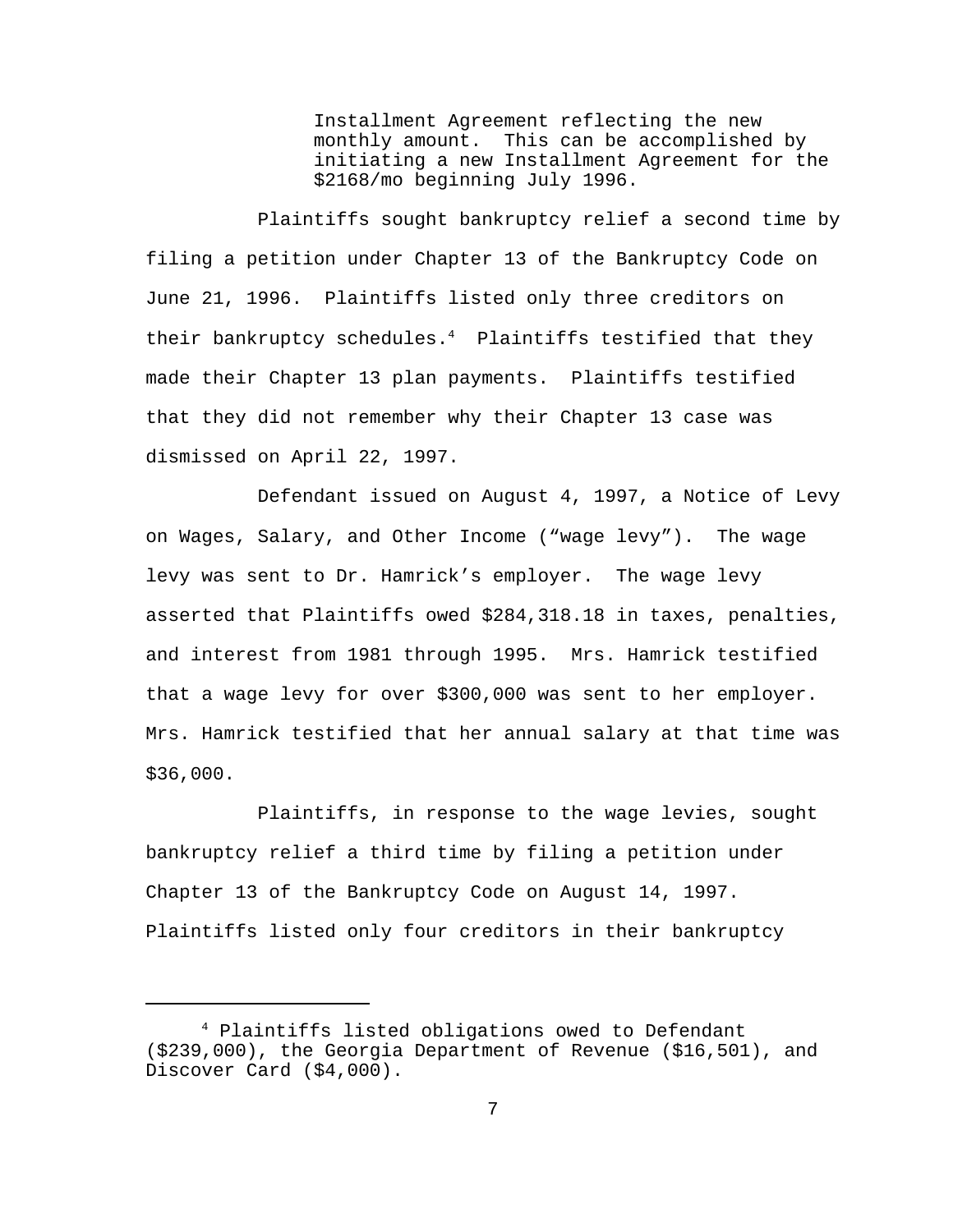> Installment Agreement reflecting the new monthly amount. This can be accomplished by initiating a new Installment Agreement for the $2168/mo beginning July 1996.

Plaintiffs sought bankruptcy relief a second time by filing a petition under Chapter 13 of the Bankruptcy Code on June 21, 1996. Plaintiffs listed only three creditors on their bankruptcy schedules.[4] Plaintiffs testified that they made their Chapter 13 plan payments. Plaintiffs testified that they did not remember why their Chapter 13 case was dismissed on April 22, 1997.

Defendant issued on August 4, 1997, a Notice of Levy on Wages, Salary, and Other Income ("wage levy"). The wage levy was sent to Dr. Hamrick's employer. The wage levy asserted that Plaintiffs owed $284,318.18 in taxes, penalties, and interest from 1981 through 1995. Mrs. Hamrick testified that a wage levy for over $300,000 was sent to her employer. Mrs. Hamrick testified that her annual salary at that time was $36,000.

Plaintiffs, in response to the wage levies, sought bankruptcy relief a third time by filing a petition under Chapter 13 of the Bankruptcy Code on August 14, 1997. Plaintiffs listed only four creditors in their bankruptcy

---

[4] Plaintiffs listed obligations owed to Defendant ($239,000), the Georgia Department of Revenue ($16,501), and Discover Card ($4,000).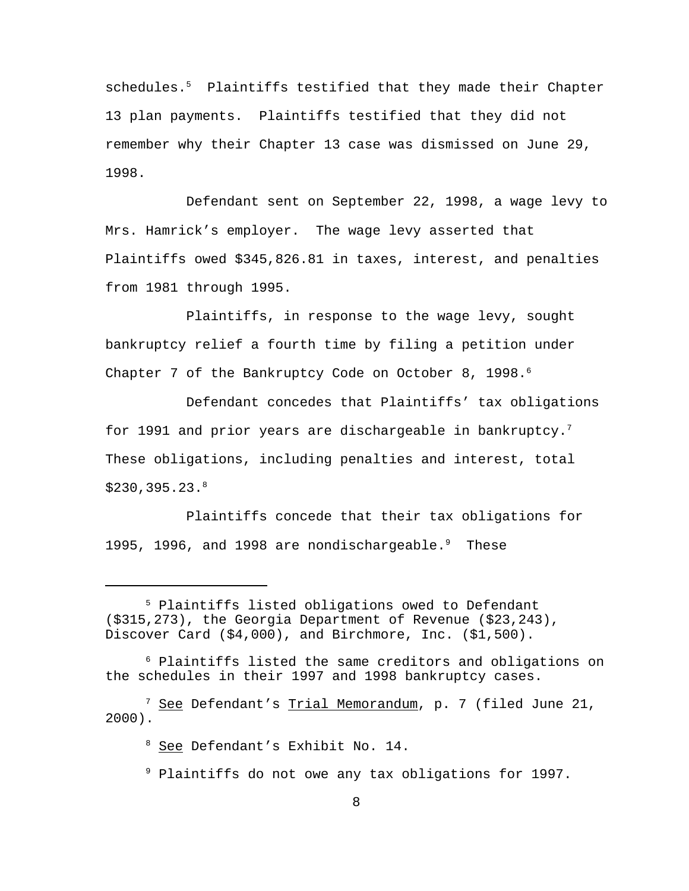schedules.[5] Plaintiffs testified that they made their Chapter 13 plan payments. Plaintiffs testified that they did not remember why their Chapter 13 case was dismissed on June 29, 1998.

Defendant sent on September 22, 1998, a wage levy to Mrs. Hamrick's employer. The wage levy asserted that Plaintiffs owed $345,826.81 in taxes, interest, and penalties from 1981 through 1995.

Plaintiffs, in response to the wage levy, sought bankruptcy relief a fourth time by filing a petition under Chapter 7 of the Bankruptcy Code on October 8, 1998.[6]

Defendant concedes that Plaintiffs' tax obligations for 1991 and prior years are dischargeable in bankruptcy.[7] These obligations, including penalties and interest, total $230,395.23.[8]

Plaintiffs concede that their tax obligations for 1995, 1996, and 1998 are nondischargeable.[9] These

---

[5] Plaintiffs listed obligations owed to Defendant ($315,273), the Georgia Department of Revenue ($23,243), Discover Card ($4,000), and Birchmore, Inc. ($1,500).

[6] Plaintiffs listed the same creditors and obligations on the schedules in their 1997 and 1998 bankruptcy cases.

[7] See Defendant's Trial Memorandum, p. 7 (filed June 21, 2000).

[8] See Defendant's Exhibit No. 14.

[9] Plaintiffs do not owe any tax obligations for 1997.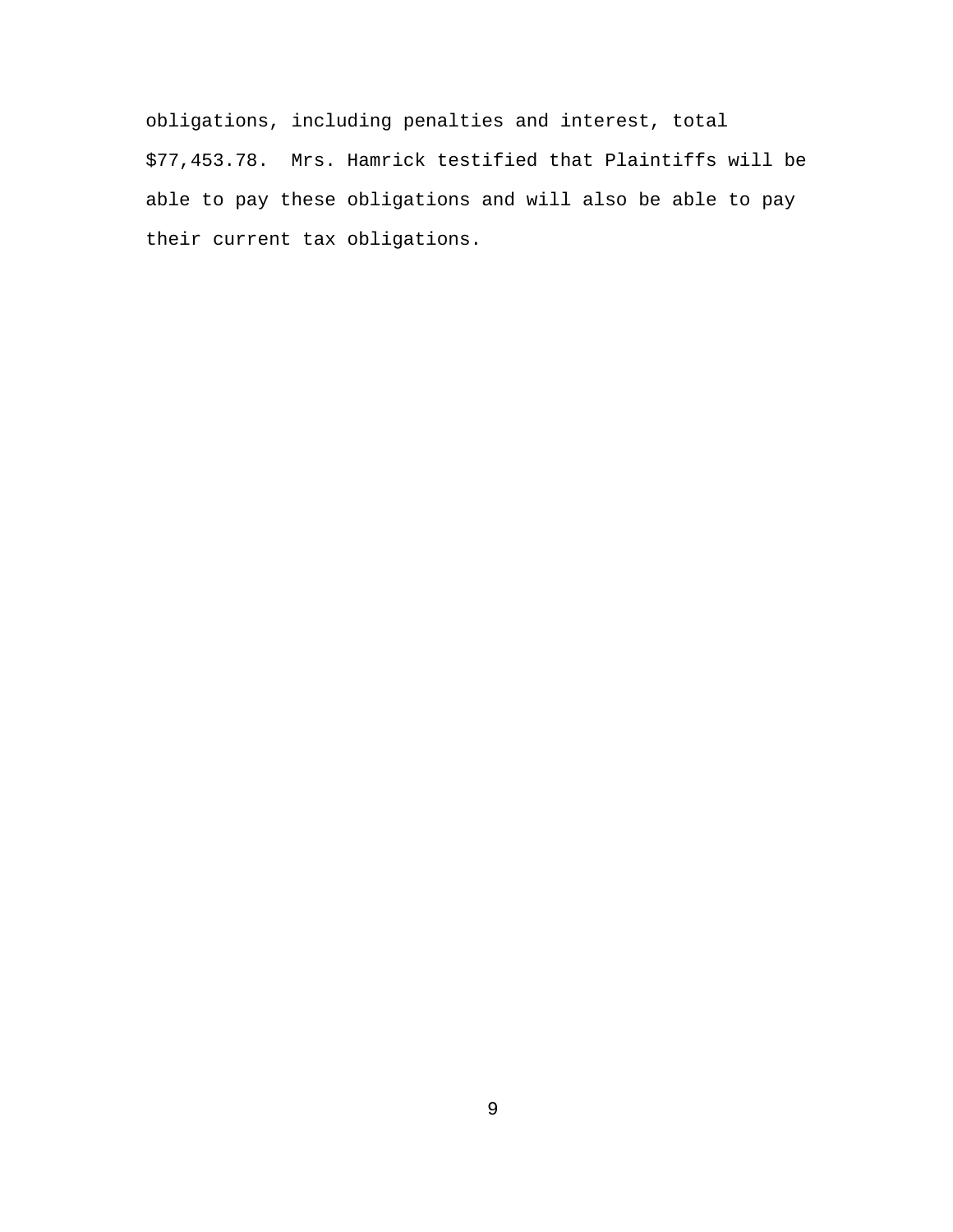obligations, including penalties and interest, total $77,453.78. Mrs. Hamrick testified that Plaintiffs will be able to pay these obligations and will also be able to pay their current tax obligations.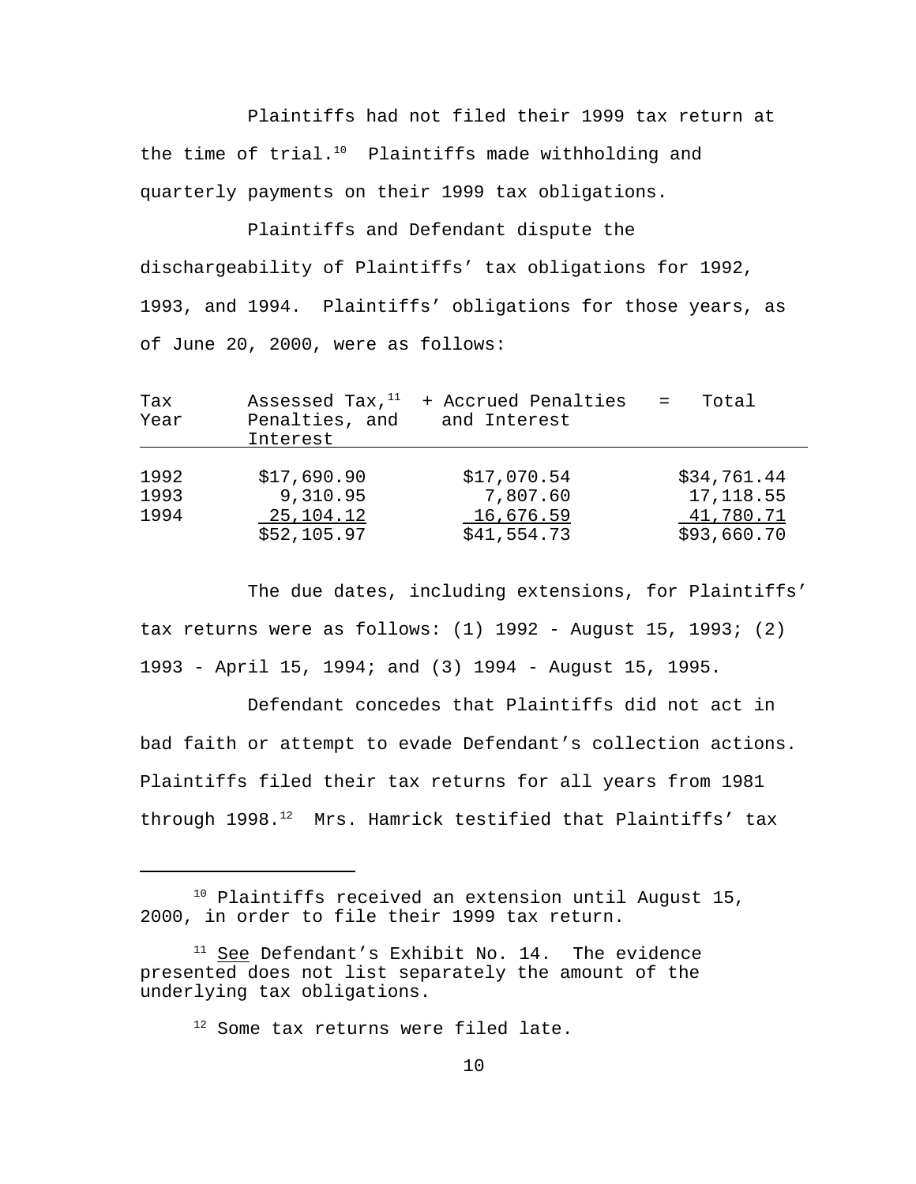Plaintiffs had not filed their 1999 tax return at the time of trial.[10] Plaintiffs made withholding and quarterly payments on their 1999 tax obligations.

Plaintiffs and Defendant dispute the dischargeability of Plaintiffs' tax obligations for 1992, 1993, and 1994. Plaintiffs' obligations for those years, as of June 20, 2000, were as follows:

| Tax Year | Assessed Tax,[11] Penalties, and Interest | + Accrued Penalties and Interest | = Total |
|---|---|---|---|
| 1992 | $17,690.90 | $17,070.54 | $34,761.44 |
| 1993 | 9,310.95 | 7,807.60 | 17,118.55 |
| 1994 | 25,104.12 | 16,676.59 | 41,780.71 |
| | $52,105.97 | $41,554.73 | $93,660.70 |

The due dates, including extensions, for Plaintiffs' tax returns were as follows: (1) 1992 - August 15, 1993; (2) 1993 - April 15, 1994; and (3) 1994 - August 15, 1995.

Defendant concedes that Plaintiffs did not act in bad faith or attempt to evade Defendant's collection actions. Plaintiffs filed their tax returns for all years from 1981 through 1998.[12] Mrs. Hamrick testified that Plaintiffs' tax

---

[10] Plaintiffs received an extension until August 15, 2000, in order to file their 1999 tax return.

[11] See Defendant's Exhibit No. 14. The evidence presented does not list separately the amount of the underlying tax obligations.

[12] Some tax returns were filed late.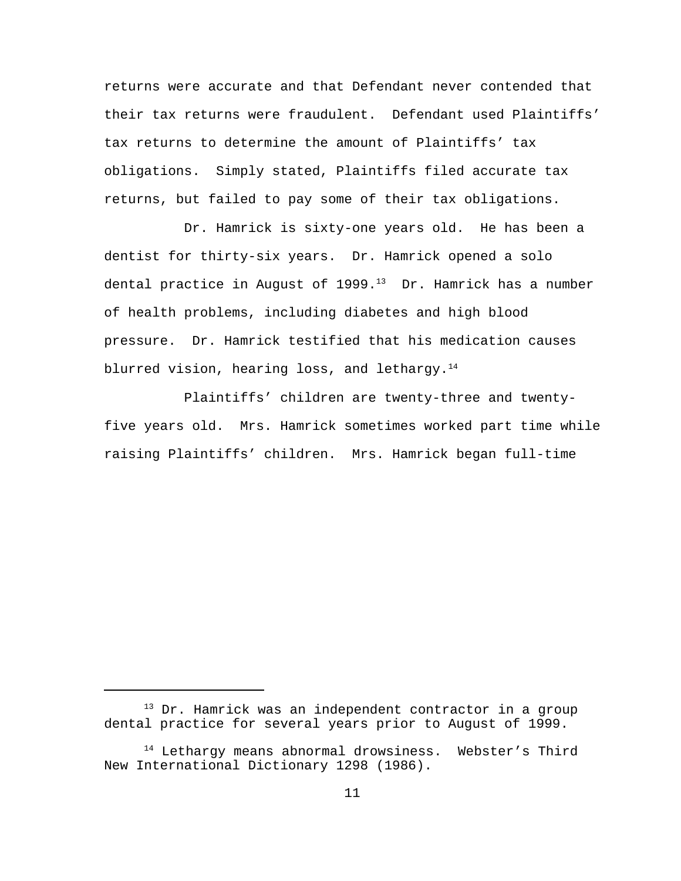returns were accurate and that Defendant never contended that their tax returns were fraudulent. Defendant used Plaintiffs' tax returns to determine the amount of Plaintiffs' tax obligations. Simply stated, Plaintiffs filed accurate tax returns, but failed to pay some of their tax obligations.

Dr. Hamrick is sixty-one years old. He has been a dentist for thirty-six years. Dr. Hamrick opened a solo dental practice in August of 1999.[13] Dr. Hamrick has a number of health problems, including diabetes and high blood pressure. Dr. Hamrick testified that his medication causes blurred vision, hearing loss, and lethargy.[14]

Plaintiffs' children are twenty-three and twenty-five years old. Mrs. Hamrick sometimes worked part time while raising Plaintiffs' children. Mrs. Hamrick began full-time

---

[13] Dr. Hamrick was an independent contractor in a group dental practice for several years prior to August of 1999.

[14] Lethargy means abnormal drowsiness. Webster's Third New International Dictionary 1298 (1986).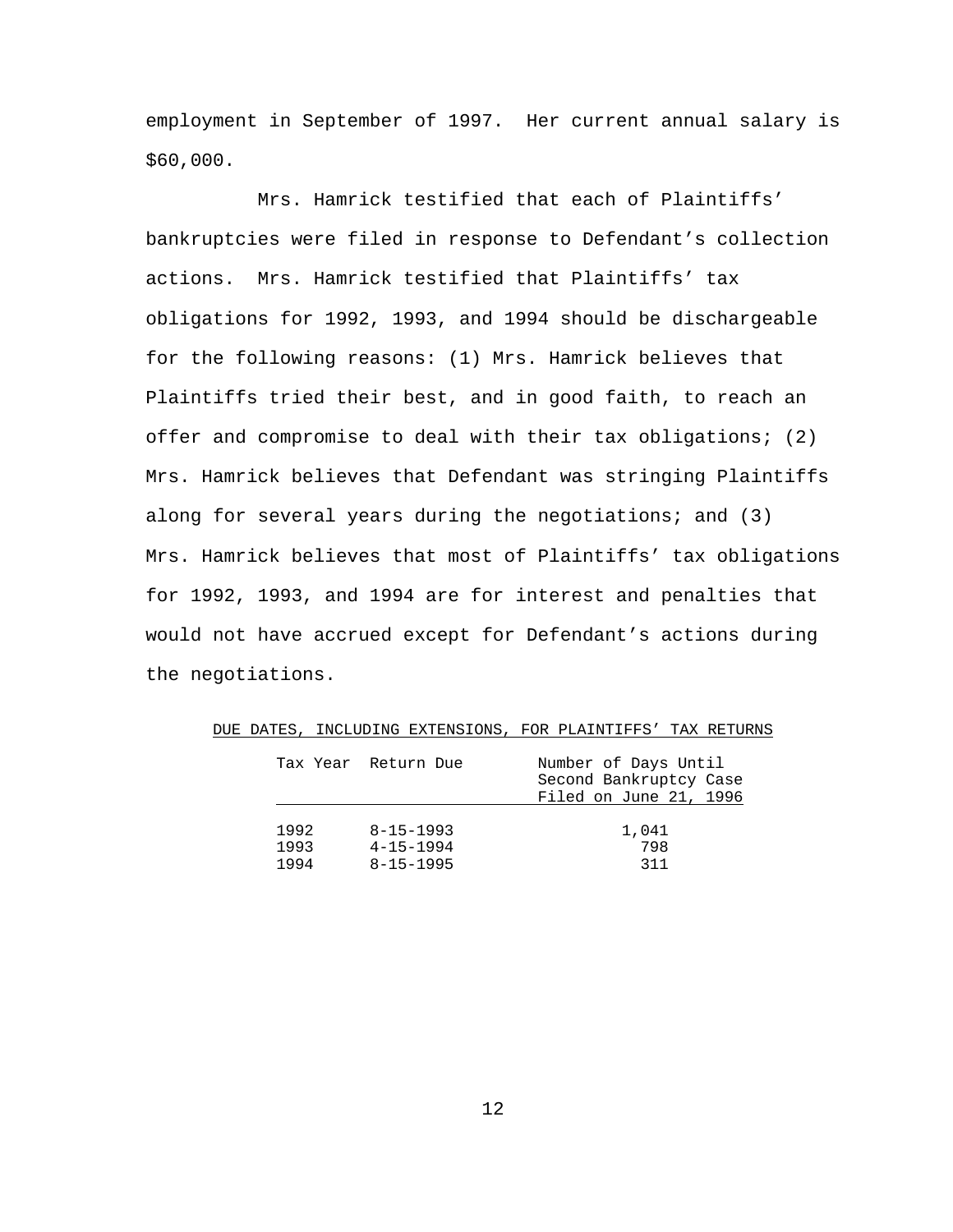employment in September of 1997. Her current annual salary is $60,000.

Mrs. Hamrick testified that each of Plaintiffs' bankruptcies were filed in response to Defendant's collection actions. Mrs. Hamrick testified that Plaintiffs' tax obligations for 1992, 1993, and 1994 should be dischargeable for the following reasons: (1) Mrs. Hamrick believes that Plaintiffs tried their best, and in good faith, to reach an offer and compromise to deal with their tax obligations; (2) Mrs. Hamrick believes that Defendant was stringing Plaintiffs along for several years during the negotiations; and (3) Mrs. Hamrick believes that most of Plaintiffs' tax obligations for 1992, 1993, and 1994 are for interest and penalties that would not have accrued except for Defendant's actions during the negotiations.

DUE DATES, INCLUDING EXTENSIONS, FOR PLAINTIFFS' TAX RETURNS

| Tax Year | Return Due | Number of Days Until Second Bankruptcy Case Filed on June 21, 1996 |
|---|---|---|
| 1992 | 8-15-1993 | 1,041 |
| 1993 | 4-15-1994 | 798 |
| 1994 | 8-15-1995 | 311 |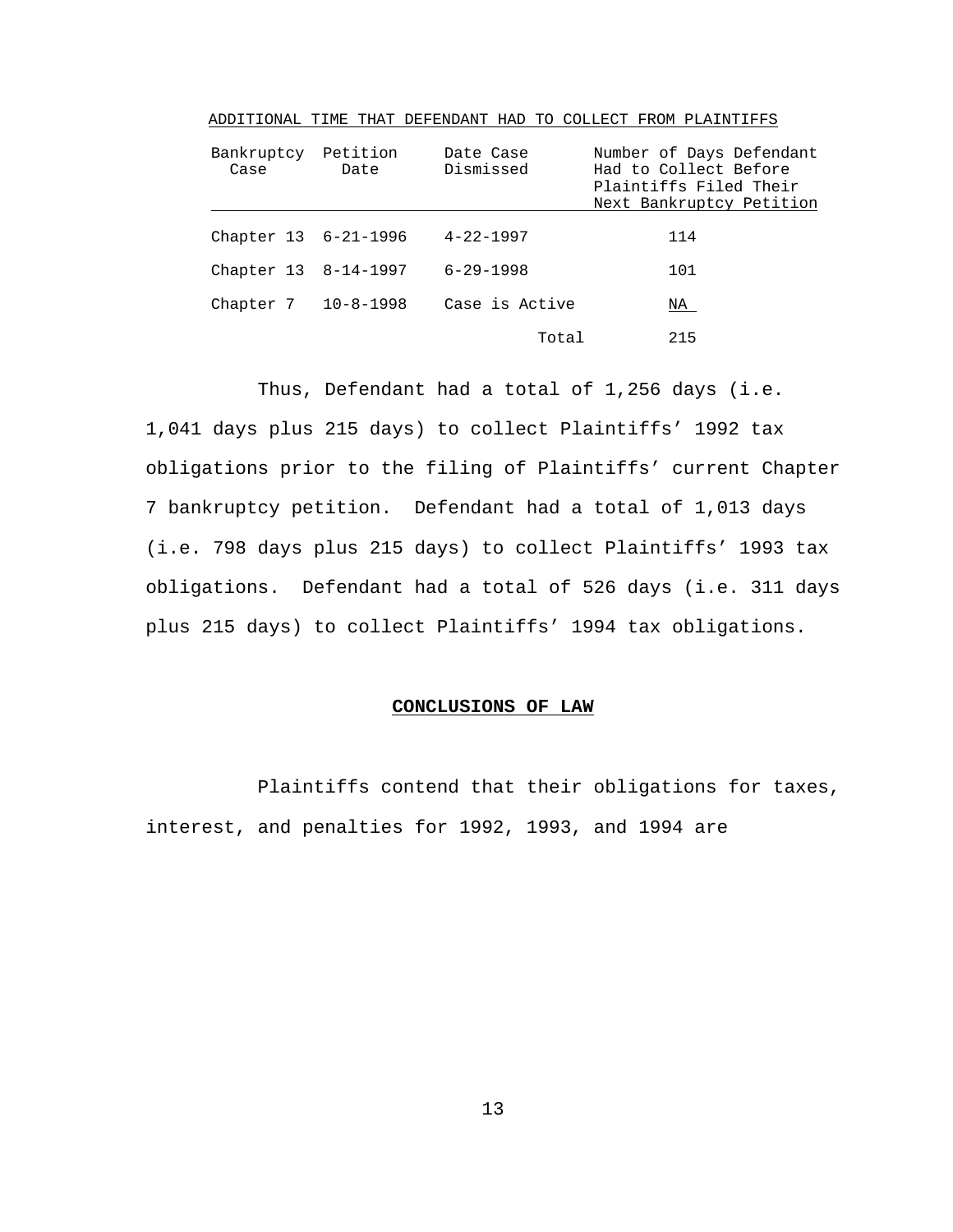ADDITIONAL TIME THAT DEFENDANT HAD TO COLLECT FROM PLAINTIFFS

| Bankruptcy Case | Petition Date | Date Case Dismissed | Number of Days Defendant Had to Collect Before Plaintiffs Filed Their Next Bankruptcy Petition |
|---|---|---|---|
| Chapter 13 | 6-21-1996 | 4-22-1997 | 114 |
| Chapter 13 | 8-14-1997 | 6-29-1998 | 101 |
| Chapter 7 | 10-8-1998 | Case is Active | NA |
| | | Total | 215 |

Thus, Defendant had a total of 1,256 days (i.e. 1,041 days plus 215 days) to collect Plaintiffs' 1992 tax obligations prior to the filing of Plaintiffs' current Chapter 7 bankruptcy petition. Defendant had a total of 1,013 days (i.e. 798 days plus 215 days) to collect Plaintiffs' 1993 tax obligations. Defendant had a total of 526 days (i.e. 311 days plus 215 days) to collect Plaintiffs' 1994 tax obligations.

## CONCLUSIONS OF LAW

Plaintiffs contend that their obligations for taxes, interest, and penalties for 1992, 1993, and 1994 are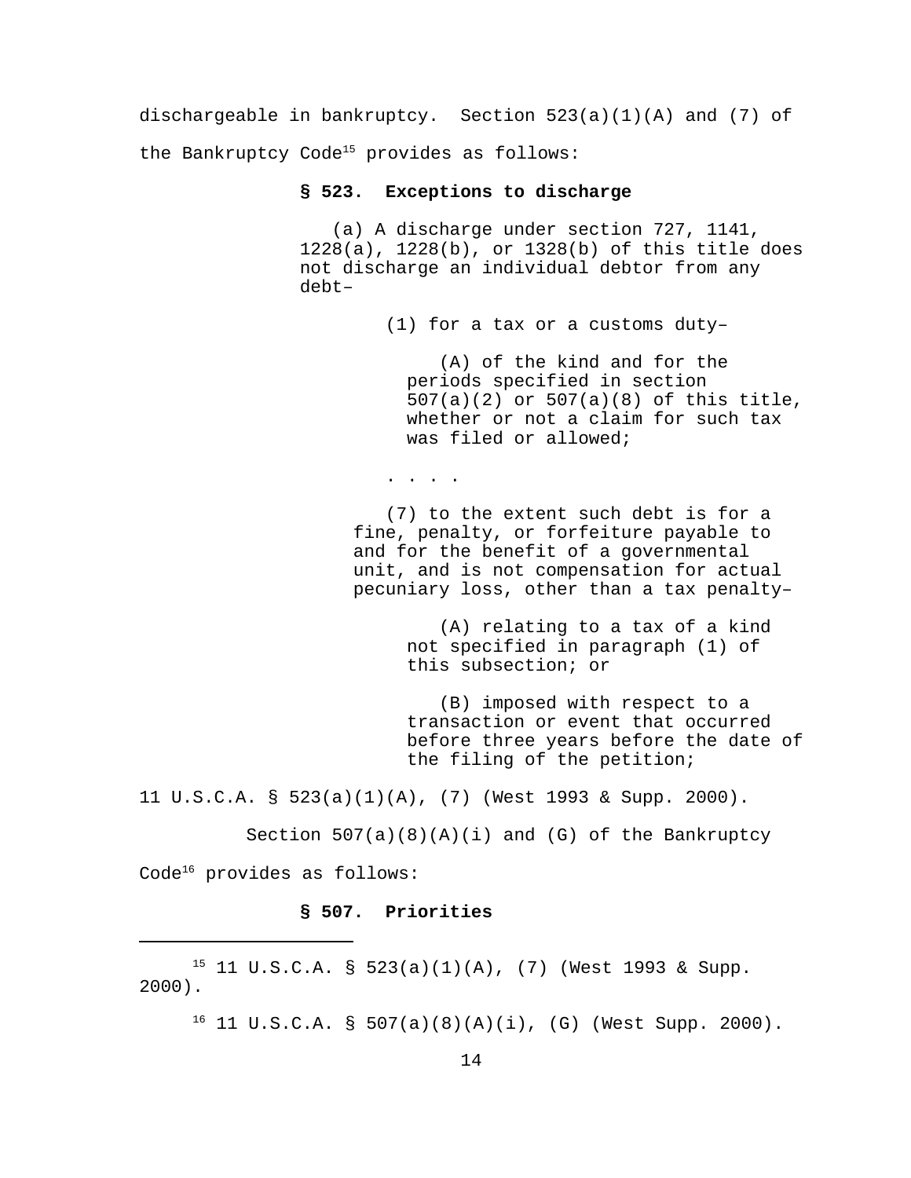dischargeable in bankruptcy. Section 523(a)(1)(A) and (7) of the Bankruptcy Code[15] provides as follows:

> **§ 523. Exceptions to discharge**
>
> (a) A discharge under section 727, 1141, 1228(a), 1228(b), or 1328(b) of this title does not discharge an individual debtor from any debt–
>
> > (1) for a tax or a customs duty–
> >
> > > (A) of the kind and for the periods specified in section 507(a)(2) or 507(a)(8) of this title, whether or not a claim for such tax was filed or allowed;
> >
> > . . . .
> >
> > (7) to the extent such debt is for a fine, penalty, or forfeiture payable to and for the benefit of a governmental unit, and is not compensation for actual pecuniary loss, other than a tax penalty–
> >
> > > (A) relating to a tax of a kind not specified in paragraph (1) of this subsection; or
> > >
> > > (B) imposed with respect to a transaction or event that occurred before three years before the date of the filing of the petition;

11 U.S.C.A. § 523(a)(1)(A), (7) (West 1993 & Supp. 2000).

Section 507(a)(8)(A)(i) and (G) of the Bankruptcy Code[16] provides as follows:

> **§ 507. Priorities**

---

[15] 11 U.S.C.A. § 523(a)(1)(A), (7) (West 1993 & Supp. 2000).

[16] 11 U.S.C.A. § 507(a)(8)(A)(i), (G) (West Supp. 2000).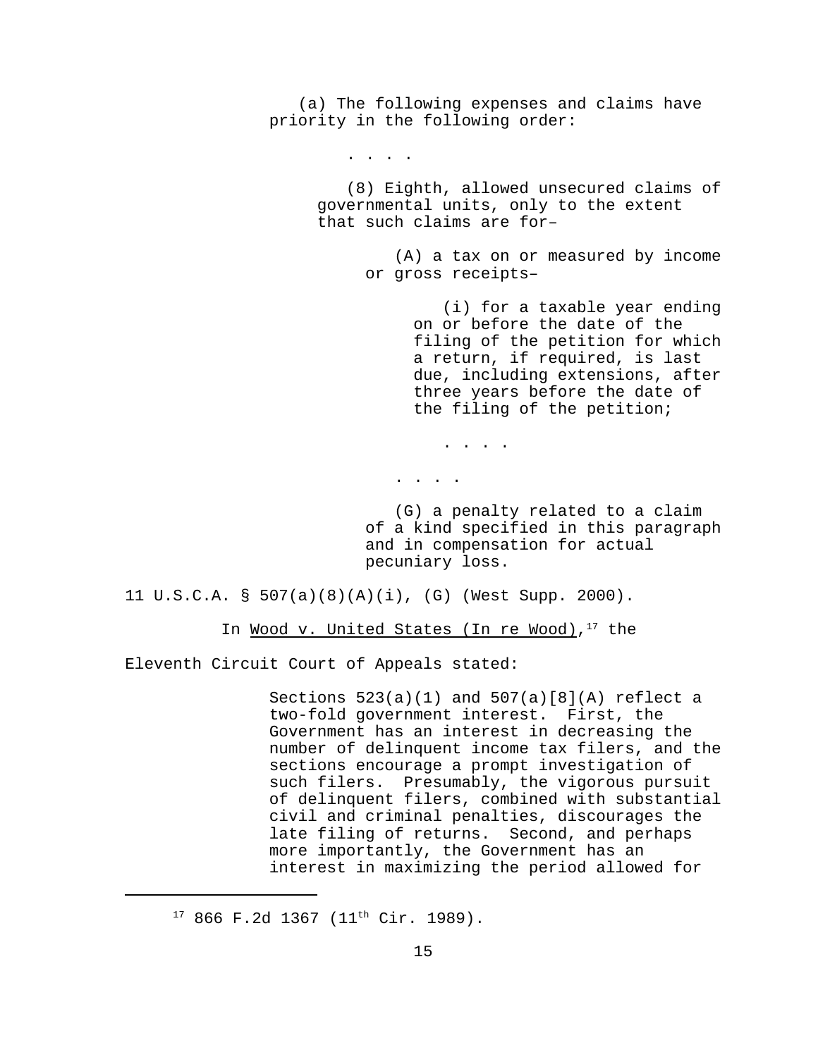> (a) The following expenses and claims have priority in the following order:
>
> . . . .
>
> > (8) Eighth, allowed unsecured claims of governmental units, only to the extent that such claims are for–
> >
> > > (A) a tax on or measured by income or gross receipts–
> > >
> > > > (i) for a taxable year ending on or before the date of the filing of the petition for which a return, if required, is last due, including extensions, after three years before the date of the filing of the petition;
> > > >
> > > > . . . .
> > >
> > > . . . .
> > >
> > > (G) a penalty related to a claim of a kind specified in this paragraph and in compensation for actual pecuniary loss.

11 U.S.C.A. § 507(a)(8)(A)(i), (G) (West Supp. 2000).

In Wood v. United States (In re Wood),[17] the Eleventh Circuit Court of Appeals stated:

> Sections 523(a)(1) and 507(a)[8](A) reflect a two-fold government interest. First, the Government has an interest in decreasing the number of delinquent income tax filers, and the sections encourage a prompt investigation of such filers. Presumably, the vigorous pursuit of delinquent filers, combined with substantial civil and criminal penalties, discourages the late filing of returns. Second, and perhaps more importantly, the Government has an interest in maximizing the period allowed for

---

[17] 866 F.2d 1367 (11th Cir. 1989).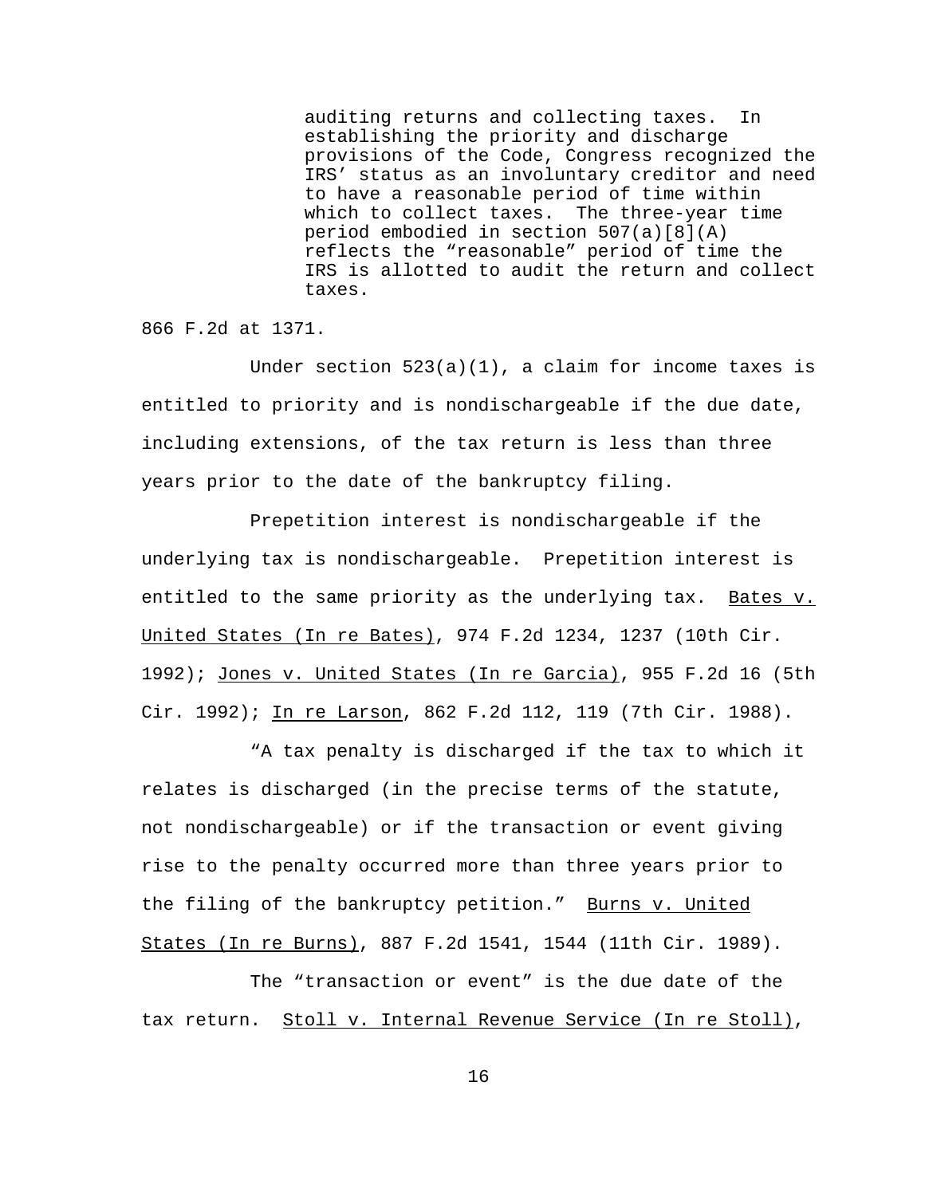> auditing returns and collecting taxes. In establishing the priority and discharge provisions of the Code, Congress recognized the IRS' status as an involuntary creditor and need to have a reasonable period of time within which to collect taxes. The three-year time period embodied in section 507(a)[8](A) reflects the "reasonable" period of time the IRS is allotted to audit the return and collect taxes.

866 F.2d at 1371.

Under section 523(a)(1), a claim for income taxes is entitled to priority and is nondischargeable if the due date, including extensions, of the tax return is less than three years prior to the date of the bankruptcy filing.

Prepetition interest is nondischargeable if the underlying tax is nondischargeable. Prepetition interest is entitled to the same priority as the underlying tax. Bates v. United States (In re Bates), 974 F.2d 1234, 1237 (10th Cir. 1992); Jones v. United States (In re Garcia), 955 F.2d 16 (5th Cir. 1992); In re Larson, 862 F.2d 112, 119 (7th Cir. 1988).

"A tax penalty is discharged if the tax to which it relates is discharged (in the precise terms of the statute, not nondischargeable) or if the transaction or event giving rise to the penalty occurred more than three years prior to the filing of the bankruptcy petition." Burns v. United States (In re Burns), 887 F.2d 1541, 1544 (11th Cir. 1989).

The "transaction or event" is the due date of the tax return. Stoll v. Internal Revenue Service (In re Stoll),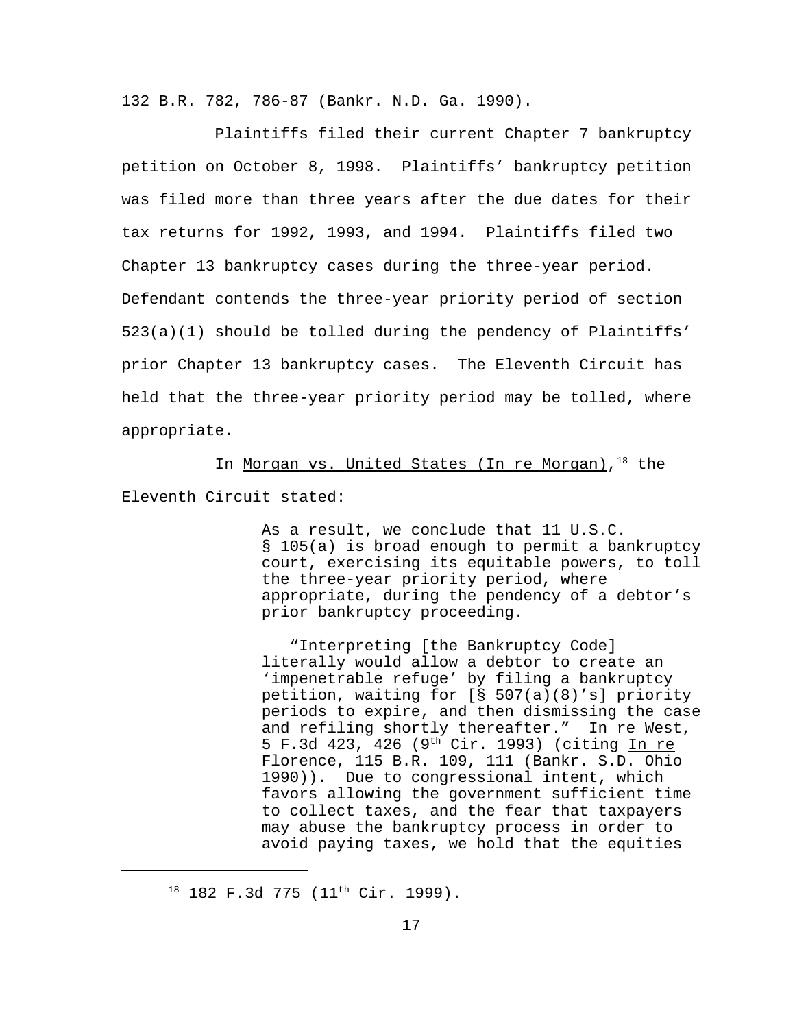132 B.R. 782, 786-87 (Bankr. N.D. Ga. 1990).

Plaintiffs filed their current Chapter 7 bankruptcy petition on October 8, 1998. Plaintiffs' bankruptcy petition was filed more than three years after the due dates for their tax returns for 1992, 1993, and 1994. Plaintiffs filed two Chapter 13 bankruptcy cases during the three-year period. Defendant contends the three-year priority period of section 523(a)(1) should be tolled during the pendency of Plaintiffs' prior Chapter 13 bankruptcy cases. The Eleventh Circuit has held that the three-year priority period may be tolled, where appropriate.

In Morgan vs. United States (In re Morgan),[18] the Eleventh Circuit stated:

> As a result, we conclude that 11 U.S.C. § 105(a) is broad enough to permit a bankruptcy court, exercising its equitable powers, to toll the three-year priority period, where appropriate, during the pendency of a debtor's prior bankruptcy proceeding.
>
> "Interpreting [the Bankruptcy Code] literally would allow a debtor to create an 'impenetrable refuge' by filing a bankruptcy petition, waiting for [§ 507(a)(8)'s] priority periods to expire, and then dismissing the case and refiling shortly thereafter." In re West, 5 F.3d 423, 426 (9th Cir. 1993) (citing In re Florence, 115 B.R. 109, 111 (Bankr. S.D. Ohio 1990)). Due to congressional intent, which favors allowing the government sufficient time to collect taxes, and the fear that taxpayers may abuse the bankruptcy process in order to avoid paying taxes, we hold that the equities

---

[18] 182 F.3d 775 (11th Cir. 1999).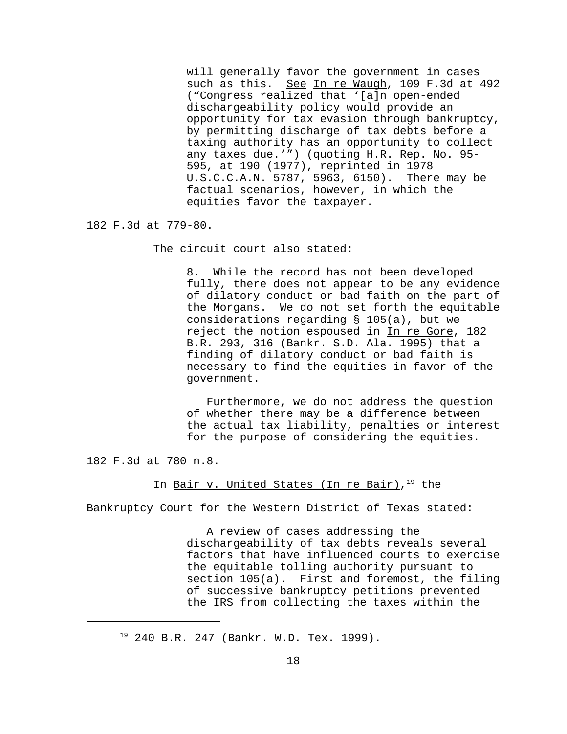> will generally favor the government in cases such as this. See In re Waugh, 109 F.3d at 492 ("Congress realized that '[a]n open-ended dischargeability policy would provide an opportunity for tax evasion through bankruptcy, by permitting discharge of tax debts before a taxing authority has an opportunity to collect any taxes due.'") (quoting H.R. Rep. No. 95-595, at 190 (1977), reprinted in 1978 U.S.C.C.A.N. 5787, 5963, 6150). There may be factual scenarios, however, in which the equities favor the taxpayer.

182 F.3d at 779-80.

The circuit court also stated:

> 8. While the record has not been developed fully, there does not appear to be any evidence of dilatory conduct or bad faith on the part of the Morgans. We do not set forth the equitable considerations regarding § 105(a), but we reject the notion espoused in In re Gore, 182 B.R. 293, 316 (Bankr. S.D. Ala. 1995) that a finding of dilatory conduct or bad faith is necessary to find the equities in favor of the government.
>
> Furthermore, we do not address the question of whether there may be a difference between the actual tax liability, penalties or interest for the purpose of considering the equities.

182 F.3d at 780 n.8.

In Bair v. United States (In re Bair),[19] the Bankruptcy Court for the Western District of Texas stated:

> A review of cases addressing the dischargeability of tax debts reveals several factors that have influenced courts to exercise the equitable tolling authority pursuant to section 105(a). First and foremost, the filing of successive bankruptcy petitions prevented the IRS from collecting the taxes within the

[19] 240 B.R. 247 (Bankr. W.D. Tex. 1999).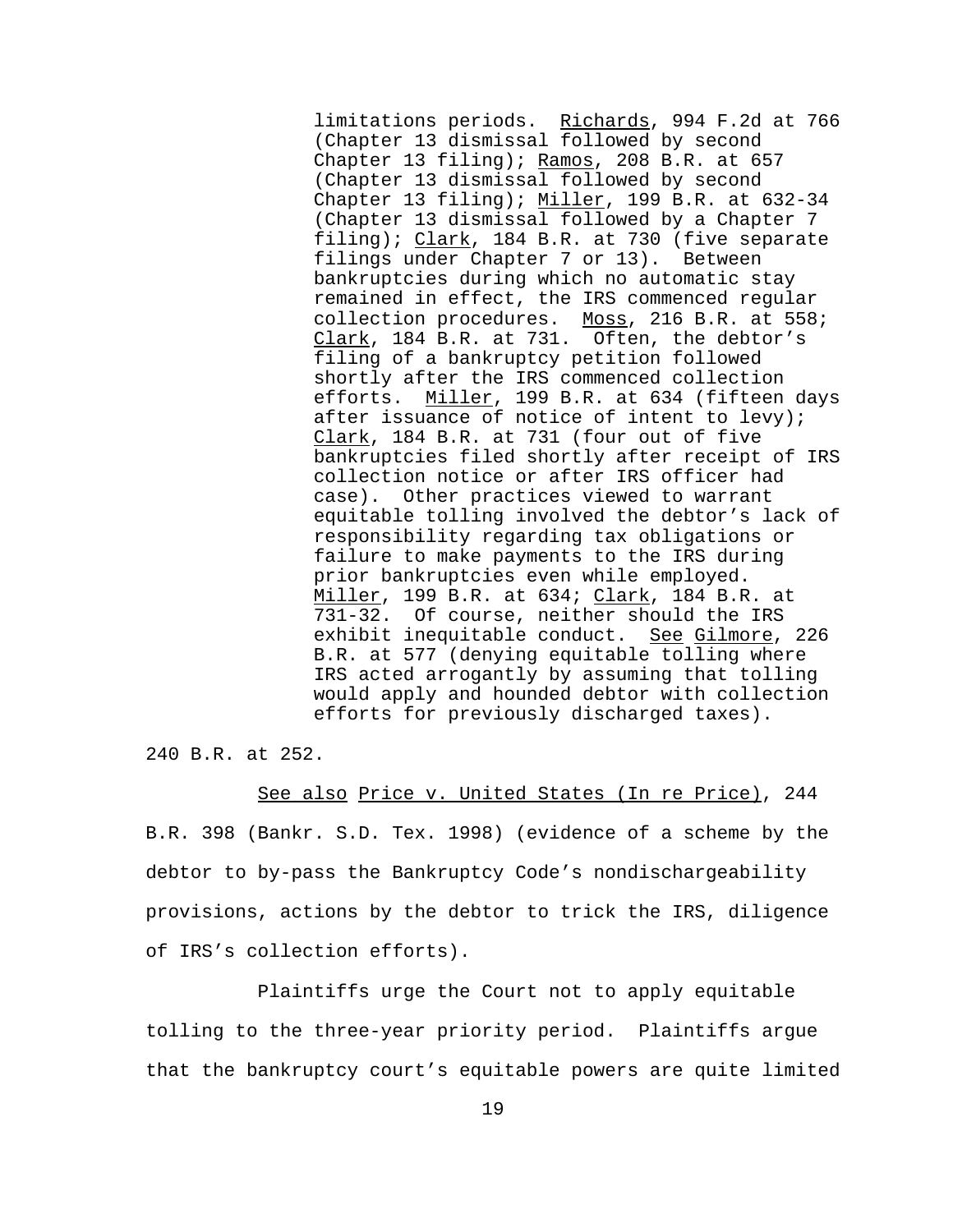> limitations periods. Richards, 994 F.2d at 766 (Chapter 13 dismissal followed by second Chapter 13 filing); Ramos, 208 B.R. at 657 (Chapter 13 dismissal followed by second Chapter 13 filing); Miller, 199 B.R. at 632-34 (Chapter 13 dismissal followed by a Chapter 7 filing); Clark, 184 B.R. at 730 (five separate filings under Chapter 7 or 13). Between bankruptcies during which no automatic stay remained in effect, the IRS commenced regular collection procedures. Moss, 216 B.R. at 558; Clark, 184 B.R. at 731. Often, the debtor's filing of a bankruptcy petition followed shortly after the IRS commenced collection efforts. Miller, 199 B.R. at 634 (fifteen days after issuance of notice of intent to levy); Clark, 184 B.R. at 731 (four out of five bankruptcies filed shortly after receipt of IRS collection notice or after IRS officer had case). Other practices viewed to warrant equitable tolling involved the debtor's lack of responsibility regarding tax obligations or failure to make payments to the IRS during prior bankruptcies even while employed. Miller, 199 B.R. at 634; Clark, 184 B.R. at 731-32. Of course, neither should the IRS exhibit inequitable conduct. See Gilmore, 226 B.R. at 577 (denying equitable tolling where IRS acted arrogantly by assuming that tolling would apply and hounded debtor with collection efforts for previously discharged taxes).

240 B.R. at 252.

See also Price v. United States (In re Price), 244 B.R. 398 (Bankr. S.D. Tex. 1998) (evidence of a scheme by the debtor to by-pass the Bankruptcy Code's nondischargeability provisions, actions by the debtor to trick the IRS, diligence of IRS's collection efforts).

Plaintiffs urge the Court not to apply equitable tolling to the three-year priority period. Plaintiffs argue that the bankruptcy court's equitable powers are quite limited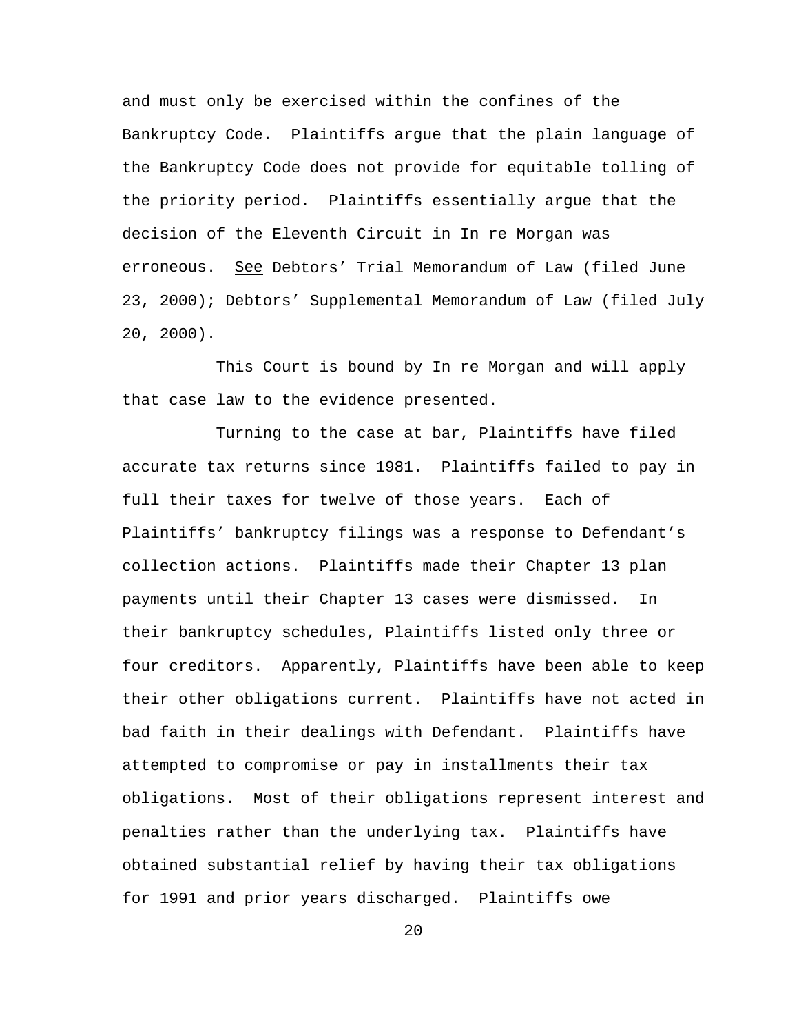and must only be exercised within the confines of the Bankruptcy Code. Plaintiffs argue that the plain language of the Bankruptcy Code does not provide for equitable tolling of the priority period. Plaintiffs essentially argue that the decision of the Eleventh Circuit in In re Morgan was erroneous. *See* Debtors' Trial Memorandum of Law (filed June 23, 2000); Debtors' Supplemental Memorandum of Law (filed July 20, 2000).

This Court is bound by In re Morgan and will apply that case law to the evidence presented.

Turning to the case at bar, Plaintiffs have filed accurate tax returns since 1981. Plaintiffs failed to pay in full their taxes for twelve of those years. Each of Plaintiffs' bankruptcy filings was a response to Defendant's collection actions. Plaintiffs made their Chapter 13 plan payments until their Chapter 13 cases were dismissed. In their bankruptcy schedules, Plaintiffs listed only three or four creditors. Apparently, Plaintiffs have been able to keep their other obligations current. Plaintiffs have not acted in bad faith in their dealings with Defendant. Plaintiffs have attempted to compromise or pay in installments their tax obligations. Most of their obligations represent interest and penalties rather than the underlying tax. Plaintiffs have obtained substantial relief by having their tax obligations for 1991 and prior years discharged. Plaintiffs owe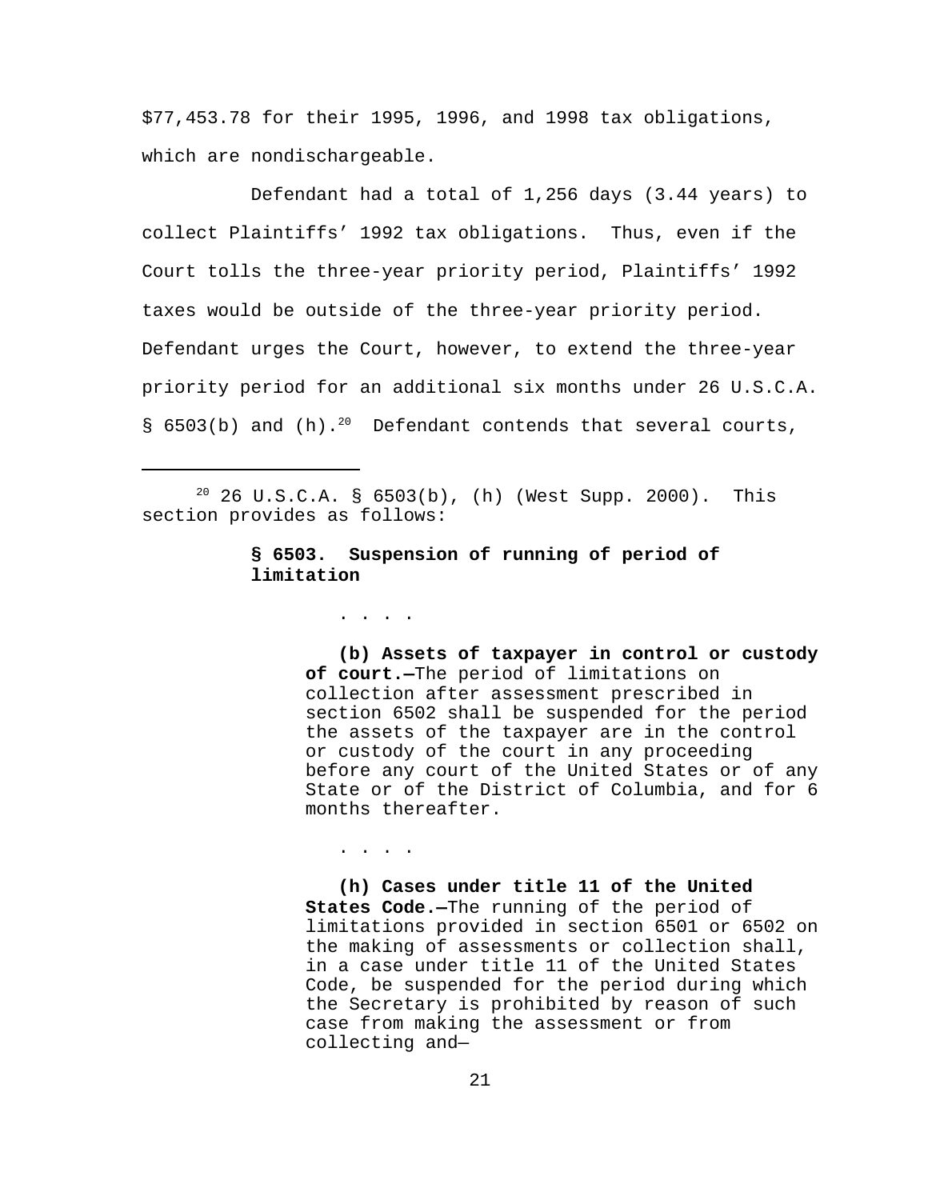$77,453.78 for their 1995, 1996, and 1998 tax obligations, which are nondischargeable.

Defendant had a total of 1,256 days (3.44 years) to collect Plaintiffs' 1992 tax obligations. Thus, even if the Court tolls the three-year priority period, Plaintiffs' 1992 taxes would be outside of the three-year priority period. Defendant urges the Court, however, to extend the three-year priority period for an additional six months under 26 U.S.C.A. § 6503(b) and (h).[20] Defendant contends that several courts,

---

[20] 26 U.S.C.A. § 6503(b), (h) (West Supp. 2000). This section provides as follows:

> **§ 6503. Suspension of running of period of limitation**
>
> . . . .
>
> **(b) Assets of taxpayer in control or custody of court.—**The period of limitations on collection after assessment prescribed in section 6502 shall be suspended for the period the assets of the taxpayer are in the control or custody of the court in any proceeding before any court of the United States or of any State or of the District of Columbia, and for 6 months thereafter.
>
> . . . .
>
> **(h) Cases under title 11 of the United States Code.—**The running of the period of limitations provided in section 6501 or 6502 on the making of assessments or collection shall, in a case under title 11 of the United States Code, be suspended for the period during which the Secretary is prohibited by reason of such case from making the assessment or from collecting and—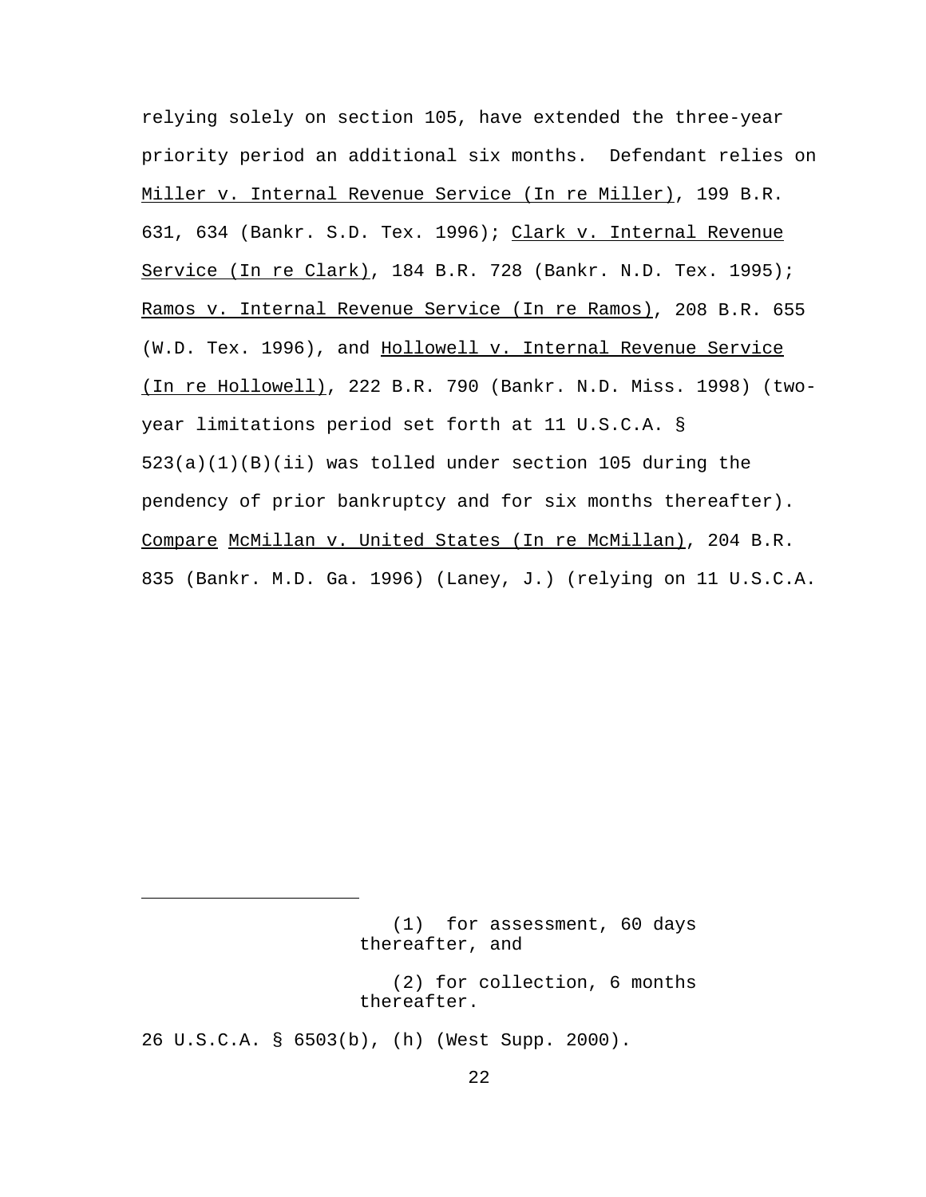relying solely on section 105, have extended the three-year priority period an additional six months. Defendant relies on Miller v. Internal Revenue Service (In re Miller), 199 B.R. 631, 634 (Bankr. S.D. Tex. 1996); Clark v. Internal Revenue Service (In re Clark), 184 B.R. 728 (Bankr. N.D. Tex. 1995); Ramos v. Internal Revenue Service (In re Ramos), 208 B.R. 655 (W.D. Tex. 1996), and Hollowell v. Internal Revenue Service (In re Hollowell), 222 B.R. 790 (Bankr. N.D. Miss. 1998) (two-year limitations period set forth at 11 U.S.C.A. § 523(a)(1)(B)(ii) was tolled under section 105 during the pendency of prior bankruptcy and for six months thereafter). Compare McMillan v. United States (In re McMillan), 204 B.R. 835 (Bankr. M.D. Ga. 1996) (Laney, J.) (relying on 11 U.S.C.A.

---

> (1) for assessment, 60 days thereafter, and
>
> (2) for collection, 6 months thereafter.

26 U.S.C.A. § 6503(b), (h) (West Supp. 2000).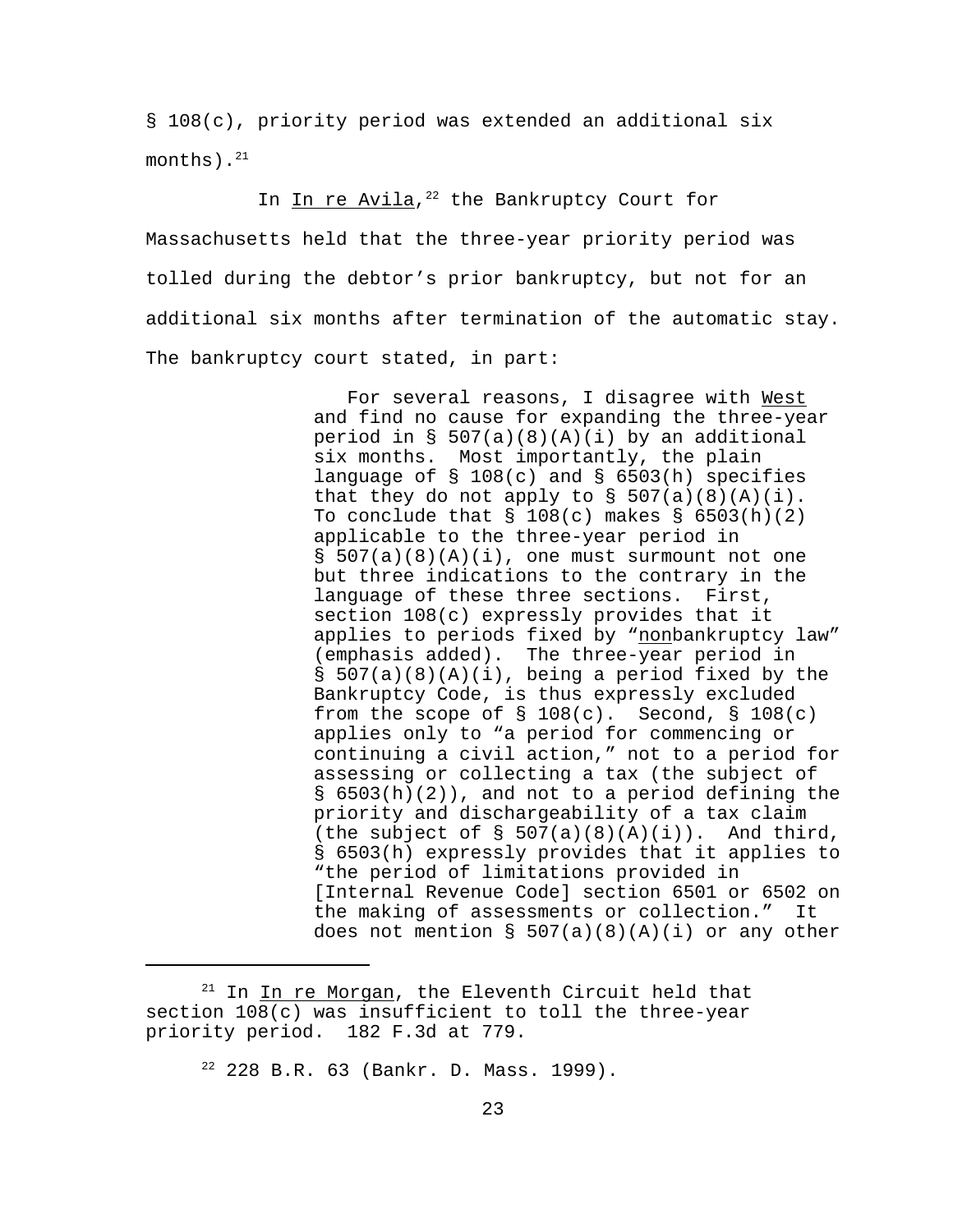§ 108(c), priority period was extended an additional six months).[21]

In In re Avila,[22] the Bankruptcy Court for Massachusetts held that the three-year priority period was tolled during the debtor's prior bankruptcy, but not for an additional six months after termination of the automatic stay. The bankruptcy court stated, in part:

> For several reasons, I disagree with West and find no cause for expanding the three-year period in § 507(a)(8)(A)(i) by an additional six months. Most importantly, the plain language of § 108(c) and § 6503(h) specifies that they do not apply to § 507(a)(8)(A)(i). To conclude that § 108(c) makes § 6503(h)(2) applicable to the three-year period in § 507(a)(8)(A)(i), one must surmount not one but three indications to the contrary in the language of these three sections. First, section 108(c) expressly provides that it applies to periods fixed by "nonbankruptcy law" (emphasis added). The three-year period in § 507(a)(8)(A)(i), being a period fixed by the Bankruptcy Code, is thus expressly excluded from the scope of § 108(c). Second, § 108(c) applies only to "a period for commencing or continuing a civil action," not to a period for assessing or collecting a tax (the subject of § 6503(h)(2)), and not to a period defining the priority and dischargeability of a tax claim (the subject of § 507(a)(8)(A)(i)). And third, § 6503(h) expressly provides that it applies to "the period of limitations provided in [Internal Revenue Code] section 6501 or 6502 on the making of assessments or collection." It does not mention § 507(a)(8)(A)(i) or any other

---

[21] In In re Morgan, the Eleventh Circuit held that section 108(c) was insufficient to toll the three-year priority period. 182 F.3d at 779.

[22] 228 B.R. 63 (Bankr. D. Mass. 1999).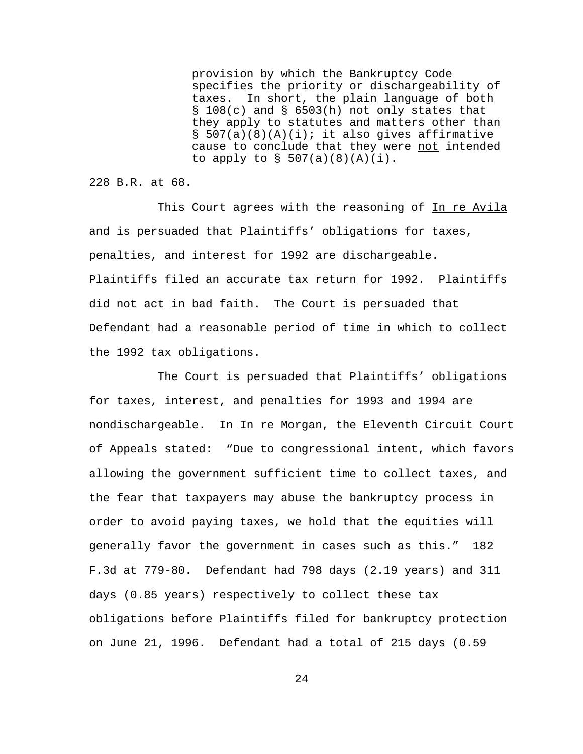> provision by which the Bankruptcy Code specifies the priority or dischargeability of taxes. In short, the plain language of both § 108(c) and § 6503(h) not only states that they apply to statutes and matters other than § 507(a)(8)(A)(i); it also gives affirmative cause to conclude that they were not intended to apply to § 507(a)(8)(A)(i).

228 B.R. at 68.

This Court agrees with the reasoning of In re Avila and is persuaded that Plaintiffs' obligations for taxes, penalties, and interest for 1992 are dischargeable. Plaintiffs filed an accurate tax return for 1992. Plaintiffs did not act in bad faith. The Court is persuaded that Defendant had a reasonable period of time in which to collect the 1992 tax obligations.

The Court is persuaded that Plaintiffs' obligations for taxes, interest, and penalties for 1993 and 1994 are nondischargeable. In In re Morgan, the Eleventh Circuit Court of Appeals stated: "Due to congressional intent, which favors allowing the government sufficient time to collect taxes, and the fear that taxpayers may abuse the bankruptcy process in order to avoid paying taxes, we hold that the equities will generally favor the government in cases such as this." 182 F.3d at 779-80. Defendant had 798 days (2.19 years) and 311 days (0.85 years) respectively to collect these tax obligations before Plaintiffs filed for bankruptcy protection on June 21, 1996. Defendant had a total of 215 days (0.59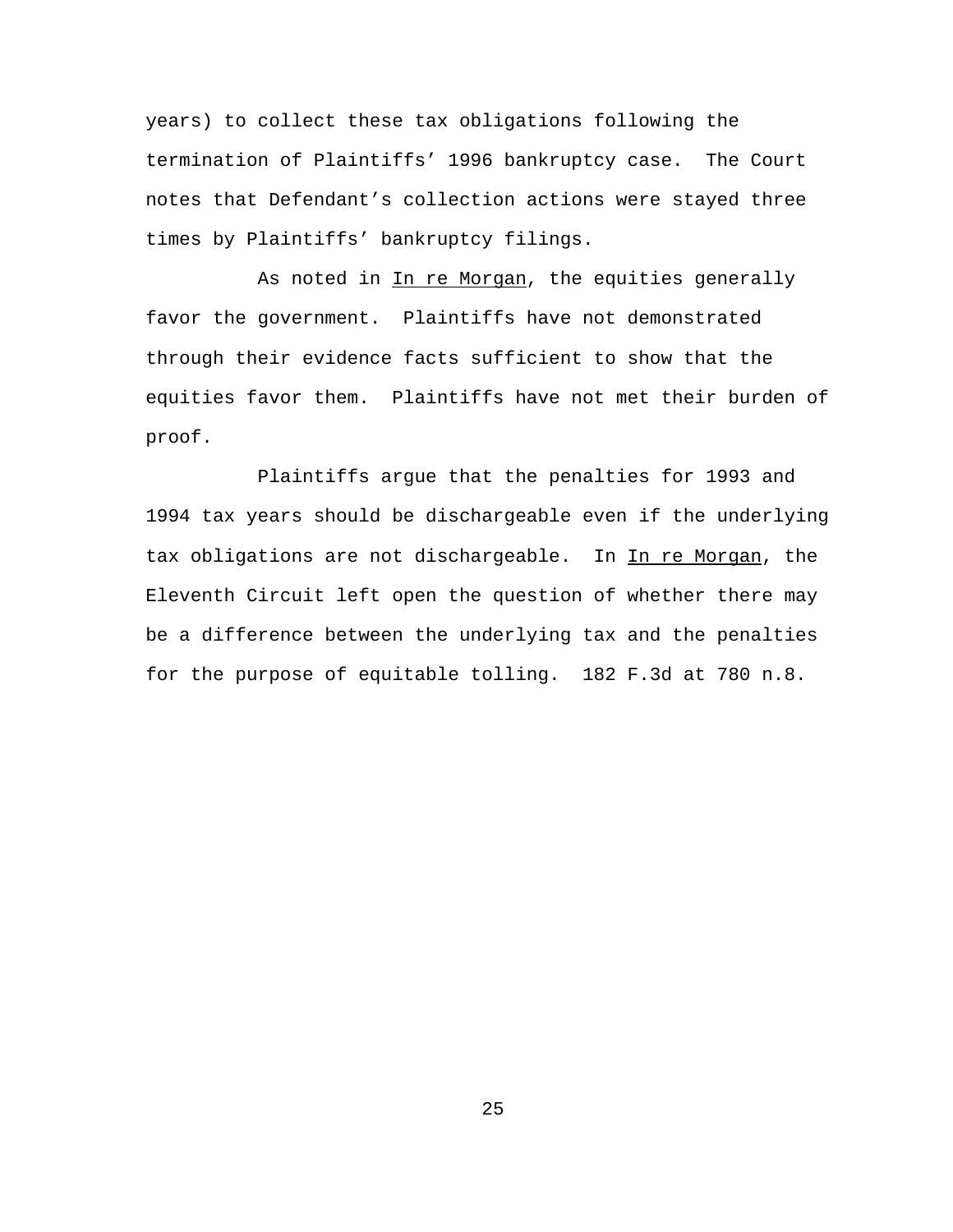years) to collect these tax obligations following the termination of Plaintiffs' 1996 bankruptcy case. The Court notes that Defendant's collection actions were stayed three times by Plaintiffs' bankruptcy filings.

As noted in In re Morgan, the equities generally favor the government. Plaintiffs have not demonstrated through their evidence facts sufficient to show that the equities favor them. Plaintiffs have not met their burden of proof.

Plaintiffs argue that the penalties for 1993 and 1994 tax years should be dischargeable even if the underlying tax obligations are not dischargeable. In In re Morgan, the Eleventh Circuit left open the question of whether there may be a difference between the underlying tax and the penalties for the purpose of equitable tolling. 182 F.3d at 780 n.8.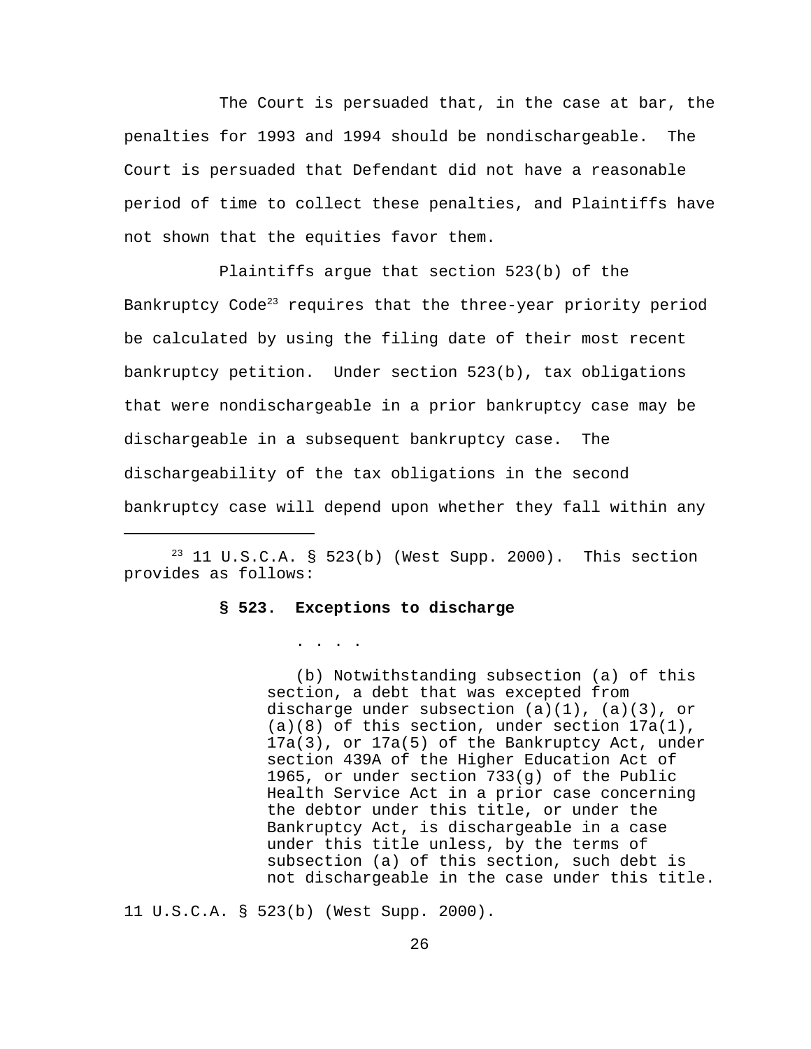The Court is persuaded that, in the case at bar, the penalties for 1993 and 1994 should be nondischargeable. The Court is persuaded that Defendant did not have a reasonable period of time to collect these penalties, and Plaintiffs have not shown that the equities favor them.

Plaintiffs argue that section 523(b) of the Bankruptcy Code[23] requires that the three-year priority period be calculated by using the filing date of their most recent bankruptcy petition. Under section 523(b), tax obligations that were nondischargeable in a prior bankruptcy case may be dischargeable in a subsequent bankruptcy case. The dischargeability of the tax obligations in the second bankruptcy case will depend upon whether they fall within any

---

[23] 11 U.S.C.A. § 523(b) (West Supp. 2000). This section provides as follows:

> **§ 523. Exceptions to discharge**
>
> . . . .
>
> (b) Notwithstanding subsection (a) of this section, a debt that was excepted from discharge under subsection (a)(1), (a)(3), or (a)(8) of this section, under section 17a(1), 17a(3), or 17a(5) of the Bankruptcy Act, under section 439A of the Higher Education Act of 1965, or under section 733(g) of the Public Health Service Act in a prior case concerning the debtor under this title, or under the Bankruptcy Act, is dischargeable in a case under this title unless, by the terms of subsection (a) of this section, such debt is not dischargeable in the case under this title.

11 U.S.C.A. § 523(b) (West Supp. 2000).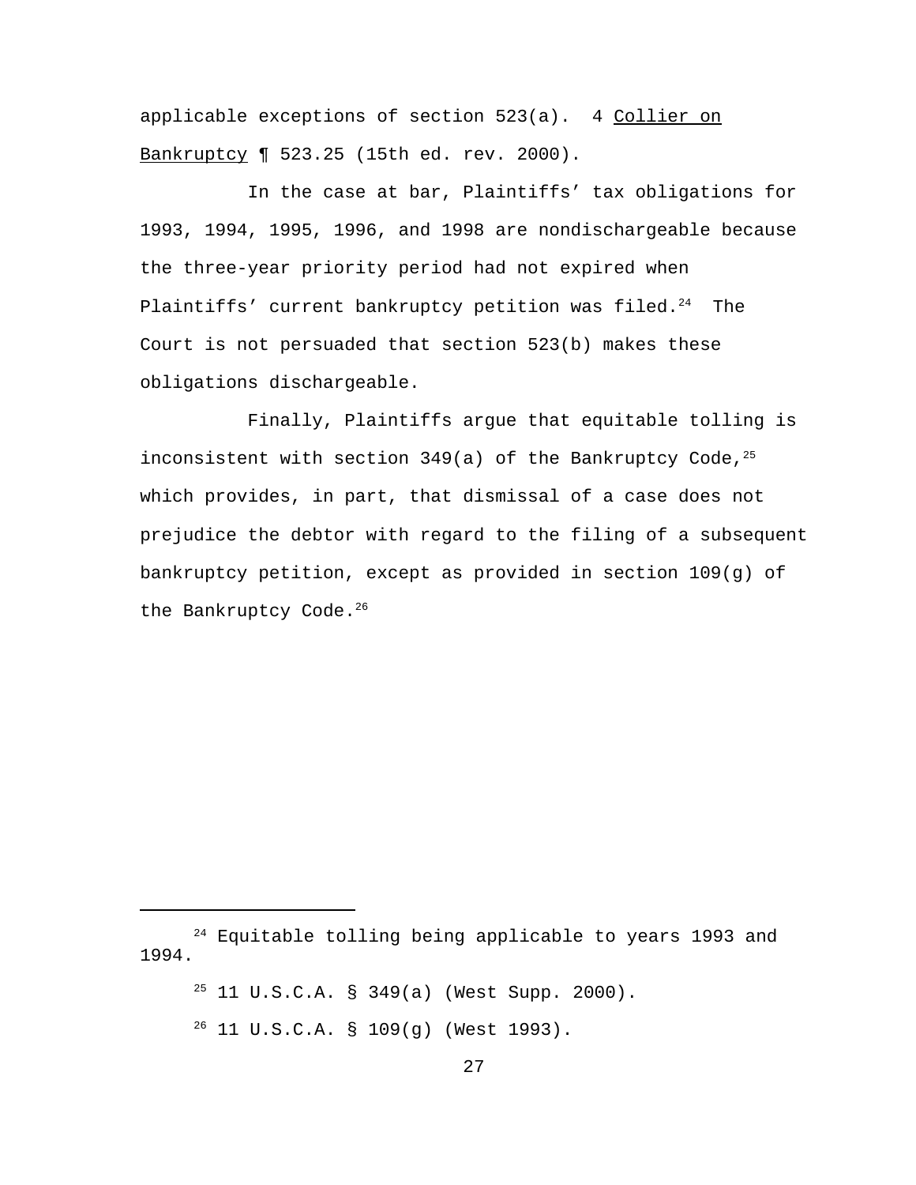applicable exceptions of section 523(a). 4 Collier on Bankruptcy ¶ 523.25 (15th ed. rev. 2000).

In the case at bar, Plaintiffs' tax obligations for 1993, 1994, 1995, 1996, and 1998 are nondischargeable because the three-year priority period had not expired when Plaintiffs' current bankruptcy petition was filed.[24] The Court is not persuaded that section 523(b) makes these obligations dischargeable.

Finally, Plaintiffs argue that equitable tolling is inconsistent with section 349(a) of the Bankruptcy Code,[25] which provides, in part, that dismissal of a case does not prejudice the debtor with regard to the filing of a subsequent bankruptcy petition, except as provided in section 109(g) of the Bankruptcy Code.[26]

---

[24] Equitable tolling being applicable to years 1993 and 1994.

[25] 11 U.S.C.A. § 349(a) (West Supp. 2000).

[26] 11 U.S.C.A. § 109(g) (West 1993).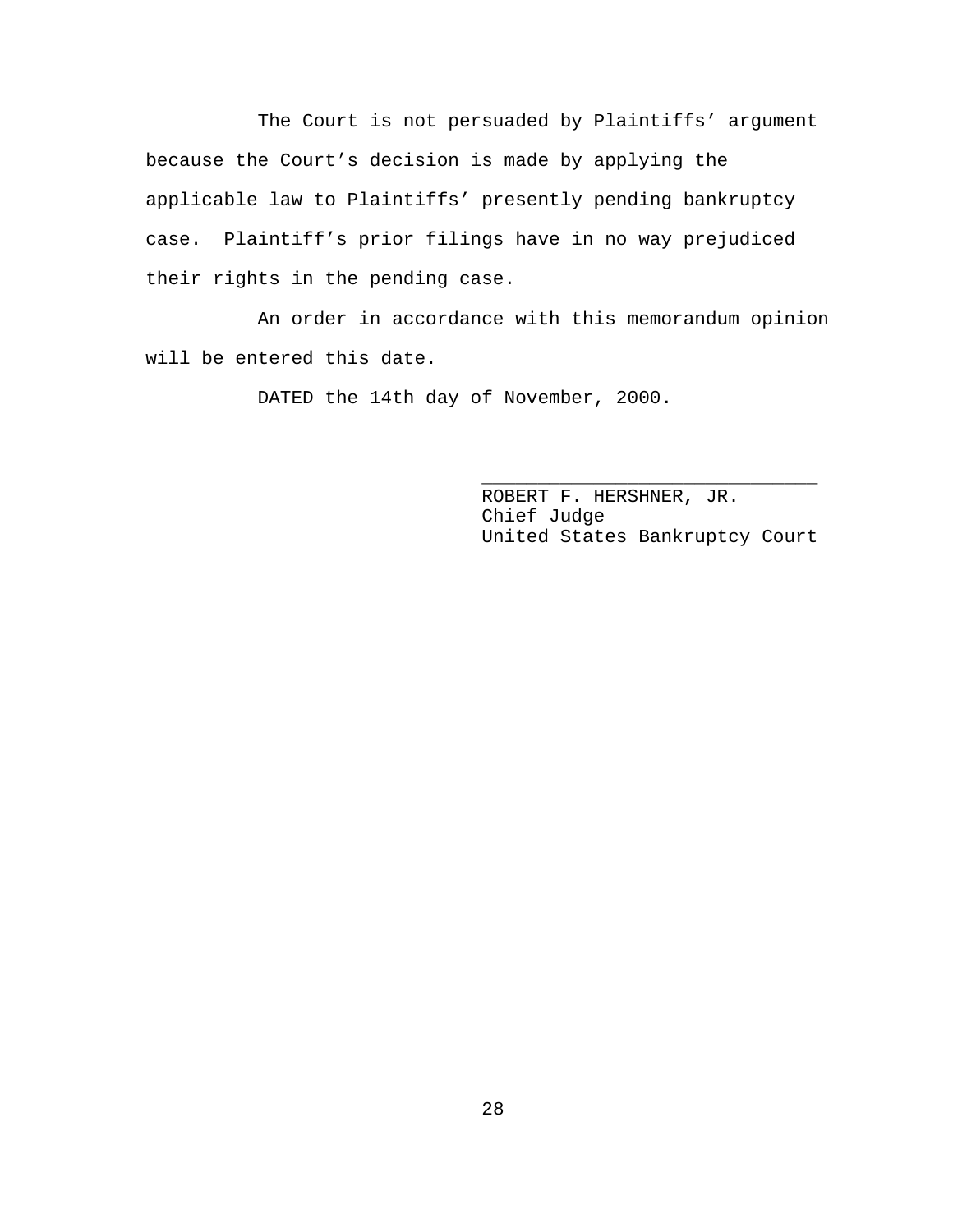The Court is not persuaded by Plaintiffs' argument because the Court's decision is made by applying the applicable law to Plaintiffs' presently pending bankruptcy case. Plaintiff's prior filings have in no way prejudiced their rights in the pending case.

An order in accordance with this memorandum opinion will be entered this date.

DATED the 14th day of November, 2000.

______________________________
ROBERT F. HERSHNER, JR.
Chief Judge
United States Bankruptcy Court